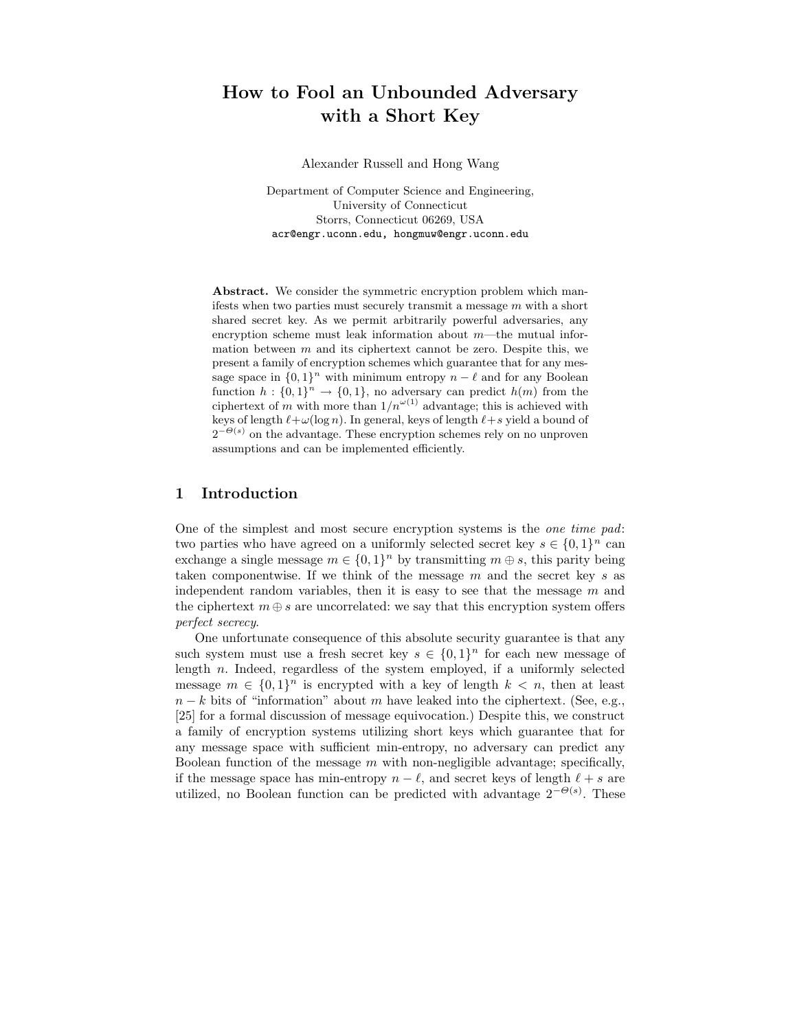# How to Fool an Unbounded Adversary with a Short Key

Alexander Russell and Hong Wang

Department of Computer Science and Engineering,
University of Connecticut
Storrs, Connecticut 06269, USA
acr@engr.uconn.edu, hongmuw@engr.uconn.edu

**Abstract.** We consider the symmetric encryption problem which manifests when two parties must securely transmit a message $m$ with a short shared secret key. As we permit arbitrarily powerful adversaries, any encryption scheme must leak information about $m$—the mutual information between $m$ and its ciphertext cannot be zero. Despite this, we present a family of encryption schemes which guarantee that for any message space in $\{0,1\}^n$ with minimum entropy $n-\ell$ and for any Boolean function $h : \{0,1\}^n \to \{0,1\}$, no adversary can predict $h(m)$ from the ciphertext of $m$ with more than $1/n^{\omega(1)}$ advantage; this is achieved with keys of length $\ell+\omega(\log n)$. In general, keys of length $\ell+s$ yield a bound of $2^{-\Theta(s)}$ on the advantage. These encryption schemes rely on no unproven assumptions and can be implemented efficiently.

## 1 Introduction

One of the simplest and most secure encryption systems is the *one time pad*: two parties who have agreed on a uniformly selected secret key $s \in \{0,1\}^n$ can exchange a single message $m \in \{0,1\}^n$ by transmitting $m \oplus s$, this parity being taken componentwise. If we think of the message $m$ and the secret key $s$ as independent random variables, then it is easy to see that the message $m$ and the ciphertext $m \oplus s$ are uncorrelated: we say that this encryption system offers *perfect secrecy*.

One unfortunate consequence of this absolute security guarantee is that any such system must use a fresh secret key $s \in \{0,1\}^n$ for each new message of length $n$. Indeed, regardless of the system employed, if a uniformly selected message $m \in \{0,1\}^n$ is encrypted with a key of length $k < n$, then at least $n-k$ bits of "information" about $m$ have leaked into the ciphertext. (See, e.g., [25] for a formal discussion of message equivocation.) Despite this, we construct a family of encryption systems utilizing short keys which guarantee that for any message space with sufficient min-entropy, no adversary can predict any Boolean function of the message $m$ with non-negligible advantage; specifically, if the message space has min-entropy $n-\ell$, and secret keys of length $\ell+s$ are utilized, no Boolean function can be predicted with advantage $2^{-\Theta(s)}$. These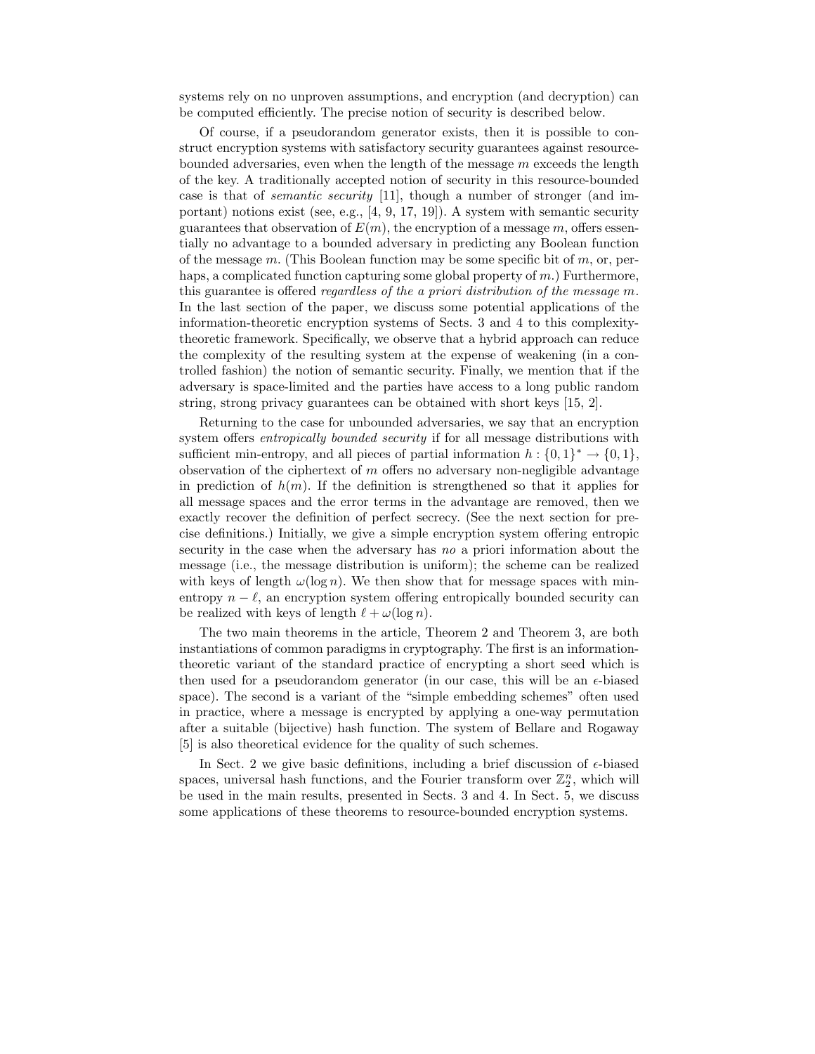systems rely on no unproven assumptions, and encryption (and decryption) can be computed efficiently. The precise notion of security is described below.

Of course, if a pseudorandom generator exists, then it is possible to construct encryption systems with satisfactory security guarantees against resource-bounded adversaries, even when the length of the message $m$ exceeds the length of the key. A traditionally accepted notion of security in this resource-bounded case is that of *semantic security* [11], though a number of stronger (and important) notions exist (see, e.g., [4, 9, 17, 19]). A system with semantic security guarantees that observation of $E(m)$, the encryption of a message $m$, offers essentially no advantage to a bounded adversary in predicting any Boolean function of the message $m$. (This Boolean function may be some specific bit of $m$, or, perhaps, a complicated function capturing some global property of $m$.) Furthermore, this guarantee is offered *regardless of the a priori distribution of the message* $m$. In the last section of the paper, we discuss some potential applications of the information-theoretic encryption systems of Sects. 3 and 4 to this complexity-theoretic framework. Specifically, we observe that a hybrid approach can reduce the complexity of the resulting system at the expense of weakening (in a controlled fashion) the notion of semantic security. Finally, we mention that if the adversary is space-limited and the parties have access to a long public random string, strong privacy guarantees can be obtained with short keys [15, 2].

Returning to the case for unbounded adversaries, we say that an encryption system offers *entropically bounded security* if for all message distributions with sufficient min-entropy, and all pieces of partial information $h : \{0, 1\}^* \to \{0, 1\}$, observation of the ciphertext of $m$ offers no adversary non-negligible advantage in prediction of $h(m)$. If the definition is strengthened so that it applies for all message spaces and the error terms in the advantage are removed, then we exactly recover the definition of perfect secrecy. (See the next section for precise definitions.) Initially, we give a simple encryption system offering entropic security in the case when the adversary has *no* a priori information about the message (i.e., the message distribution is uniform); the scheme can be realized with keys of length $\omega(\log n)$. We then show that for message spaces with min-entropy $n - \ell$, an encryption system offering entropically bounded security can be realized with keys of length $\ell + \omega(\log n)$.

The two main theorems in the article, Theorem 2 and Theorem 3, are both instantiations of common paradigms in cryptography. The first is an information-theoretic variant of the standard practice of encrypting a short seed which is then used for a pseudorandom generator (in our case, this will be an $\epsilon$-biased space). The second is a variant of the "simple embedding schemes" often used in practice, where a message is encrypted by applying a one-way permutation after a suitable (bijective) hash function. The system of Bellare and Rogaway [5] is also theoretical evidence for the quality of such schemes.

In Sect. 2 we give basic definitions, including a brief discussion of $\epsilon$-biased spaces, universal hash functions, and the Fourier transform over $\mathbb{Z}_2^n$, which will be used in the main results, presented in Sects. 3 and 4. In Sect. 5, we discuss some applications of these theorems to resource-bounded encryption systems.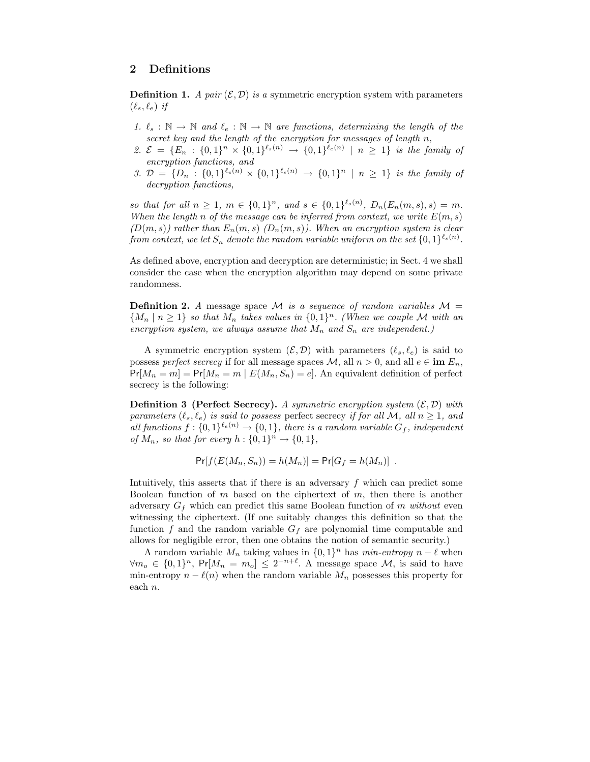## 2 Definitions

**Definition 1.** *A pair $(\mathcal{E}, \mathcal{D})$ is a* symmetric encryption system *with parameters $(\ell_s, \ell_e)$ if*

1. *$\ell_s : \mathbb{N} \to \mathbb{N}$ and $\ell_e : \mathbb{N} \to \mathbb{N}$ are functions, determining the length of the secret key and the length of the encryption for messages of length $n$,*
2. *$\mathcal{E} = \{E_n : \{0,1\}^n \times \{0,1\}^{\ell_s(n)} \to \{0,1\}^{\ell_e(n)} \mid n \geq 1\}$ is the family of encryption functions, and*
3. *$\mathcal{D} = \{D_n : \{0,1\}^{\ell_e(n)} \times \{0,1\}^{\ell_s(n)} \to \{0,1\}^n \mid n \geq 1\}$ is the family of decryption functions,*

*so that for all $n \geq 1$, $m \in \{0,1\}^n$, and $s \in \{0,1\}^{\ell_s(n)}$, $D_n(E_n(m,s),s) = m$. When the length $n$ of the message can be inferred from context, we write $E(m,s)$ ($D(m,s)$) rather than $E_n(m,s)$ ($D_n(m,s)$). When an encryption system is clear from context, we let $S_n$ denote the random variable uniform on the set $\{0,1\}^{\ell_s(n)}$.*

As defined above, encryption and decryption are deterministic; in Sect. 4 we shall consider the case when the encryption algorithm may depend on some private randomness.

**Definition 2.** *A* message space *$\mathcal{M}$ is a sequence of random variables $\mathcal{M} = \{M_n \mid n \geq 1\}$ so that $M_n$ takes values in $\{0,1\}^n$. (When we couple $\mathcal{M}$ with an encryption system, we always assume that $M_n$ and $S_n$ are independent.)*

A symmetric encryption system $(\mathcal{E}, \mathcal{D})$ with parameters $(\ell_s, \ell_e)$ is said to possess *perfect secrecy* if for all message spaces $\mathcal{M}$, all $n > 0$, and all $e \in \mathbf{im}\ E_n$, $\Pr[M_n = m] = \Pr[M_n = m \mid E(M_n, S_n) = e]$. An equivalent definition of perfect secrecy is the following:

**Definition 3 (Perfect Secrecy).** *A symmetric encryption system $(\mathcal{E}, \mathcal{D})$ with parameters $(\ell_s, \ell_e)$ is said to possess* perfect secrecy *if for all $\mathcal{M}$, all $n \geq 1$, and all functions $f : \{0,1\}^{\ell_e(n)} \to \{0,1\}$, there is a random variable $G_f$, independent of $M_n$, so that for every $h : \{0,1\}^n \to \{0,1\}$,*

$$\Pr[f(E(M_n, S_n)) = h(M_n)] = \Pr[G_f = h(M_n)] \ .$$

Intuitively, this asserts that if there is an adversary $f$ which can predict some Boolean function of $m$ based on the ciphertext of $m$, then there is another adversary $G_f$ which can predict this same Boolean function of $m$ *without* even witnessing the ciphertext. (If one suitably changes this definition so that the function $f$ and the random variable $G_f$ are polynomial time computable and allows for negligible error, then one obtains the notion of semantic security.)

A random variable $M_n$ taking values in $\{0,1\}^n$ has *min-entropy* $n - \ell$ when $\forall m_o \in \{0,1\}^n$, $\Pr[M_n = m_o] \leq 2^{-n+\ell}$. A message space $\mathcal{M}$, is said to have min-entropy $n - \ell(n)$ when the random variable $M_n$ possesses this property for each $n$.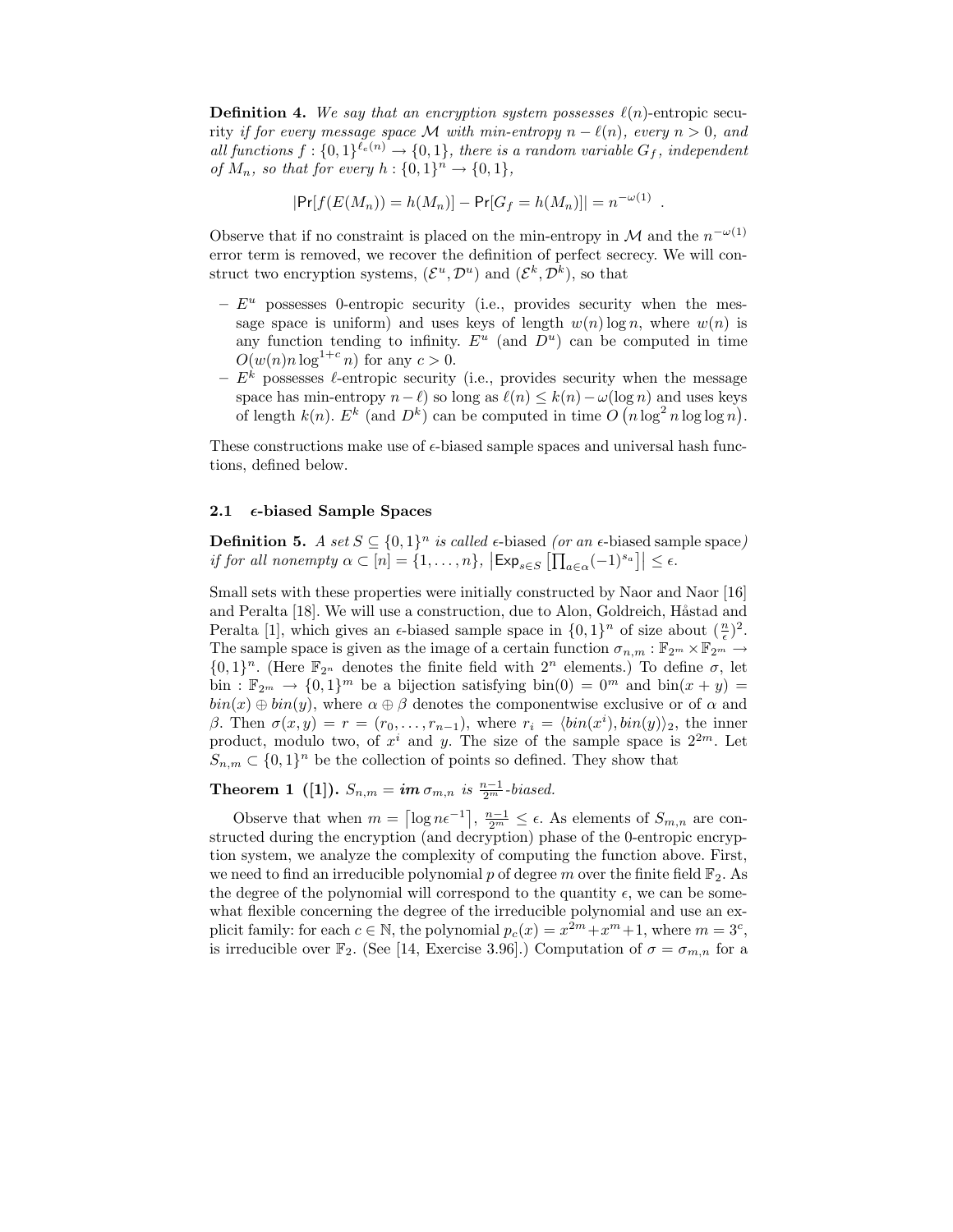**Definition 4.** *We say that an encryption system possesses $\ell(n)$-entropic security if for every message space $\mathcal{M}$ with min-entropy $n - \ell(n)$, every $n > 0$, and all functions $f : \{0,1\}^{\ell_e(n)} \to \{0,1\}$, there is a random variable $G_f$, independent of $M_n$, so that for every $h : \{0,1\}^n \to \{0,1\}$,*

$$|\mathsf{Pr}[f(E(M_n)) = h(M_n)] - \mathsf{Pr}[G_f = h(M_n)]| = n^{-\omega(1)} \enspace .$$

Observe that if no constraint is placed on the min-entropy in $\mathcal{M}$ and the $n^{-\omega(1)}$ error term is removed, we recover the definition of perfect secrecy. We will construct two encryption systems, $(\mathcal{E}^u, \mathcal{D}^u)$ and $(\mathcal{E}^k, \mathcal{D}^k)$, so that

- $E^u$ possesses 0-entropic security (i.e., provides security when the message space is uniform) and uses keys of length $w(n) \log n$, where $w(n)$ is any function tending to infinity. $E^u$ (and $D^u$) can be computed in time $O(w(n) n \log^{1+c} n)$ for any $c > 0$.
- $E^k$ possesses $\ell$-entropic security (i.e., provides security when the message space has min-entropy $n - \ell$) so long as $\ell(n) \leq k(n) - \omega(\log n)$ and uses keys of length $k(n)$. $E^k$ (and $D^k$) can be computed in time $O\left(n \log^2 n \log\log n\right)$.

These constructions make use of $\epsilon$-biased sample spaces and universal hash functions, defined below.

### 2.1 $\epsilon$-biased Sample Spaces

**Definition 5.** *A set $S \subseteq \{0,1\}^n$ is called* $\epsilon$-biased *(or an* $\epsilon$-biased sample space*) if for all nonempty $\alpha \subset [n] = \{1, \ldots, n\}$, $\left|\mathsf{Exp}_{s \in S}\left[\prod_{a \in \alpha} (-1)^{s_a}\right]\right| \leq \epsilon$.*

Small sets with these properties were initially constructed by Naor and Naor [16] and Peralta [18]. We will use a construction, due to Alon, Goldreich, Håstad and Peralta [1], which gives an $\epsilon$-biased sample space in $\{0,1\}^n$ of size about $(\frac{n}{\epsilon})^2$. The sample space is given as the image of a certain function $\sigma_{n,m} : \mathbb{F}_{2^m} \times \mathbb{F}_{2^m} \to \{0,1\}^n$. (Here $\mathbb{F}_{2^n}$ denotes the finite field with $2^n$ elements.) To define $\sigma$, let $\mathrm{bin} : \mathbb{F}_{2^m} \to \{0,1\}^m$ be a bijection satisfying $\mathrm{bin}(0) = 0^m$ and $\mathrm{bin}(x + y) = bin(x) \oplus bin(y)$, where $\alpha \oplus \beta$ denotes the componentwise exclusive or of $\alpha$ and $\beta$. Then $\sigma(x, y) = r = (r_0, \ldots, r_{n-1})$, where $r_i = \langle bin(x^i), bin(y) \rangle_2$, the inner product, modulo two, of $x^i$ and $y$. The size of the sample space is $2^{2m}$. Let $S_{n,m} \subset \{0,1\}^n$ be the collection of points so defined. They show that

**Theorem 1 ([1]).** *$S_{n,m} = \textbf{\textit{im}}\, \sigma_{m,n}$ is $\frac{n-1}{2^m}$-biased.*

Observe that when $m = \lceil \log n\epsilon^{-1} \rceil$, $\frac{n-1}{2^m} \leq \epsilon$. As elements of $S_{m,n}$ are constructed during the encryption (and decryption) phase of the 0-entropic encryption system, we analyze the complexity of computing the function above. First, we need to find an irreducible polynomial $p$ of degree $m$ over the finite field $\mathbb{F}_2$. As the degree of the polynomial will correspond to the quantity $\epsilon$, we can be somewhat flexible concerning the degree of the irreducible polynomial and use an explicit family: for each $c \in \mathbb{N}$, the polynomial $p_c(x) = x^{2m} + x^m + 1$, where $m = 3^c$, is irreducible over $\mathbb{F}_2$. (See [14, Exercise 3.96].) Computation of $\sigma = \sigma_{m,n}$ for a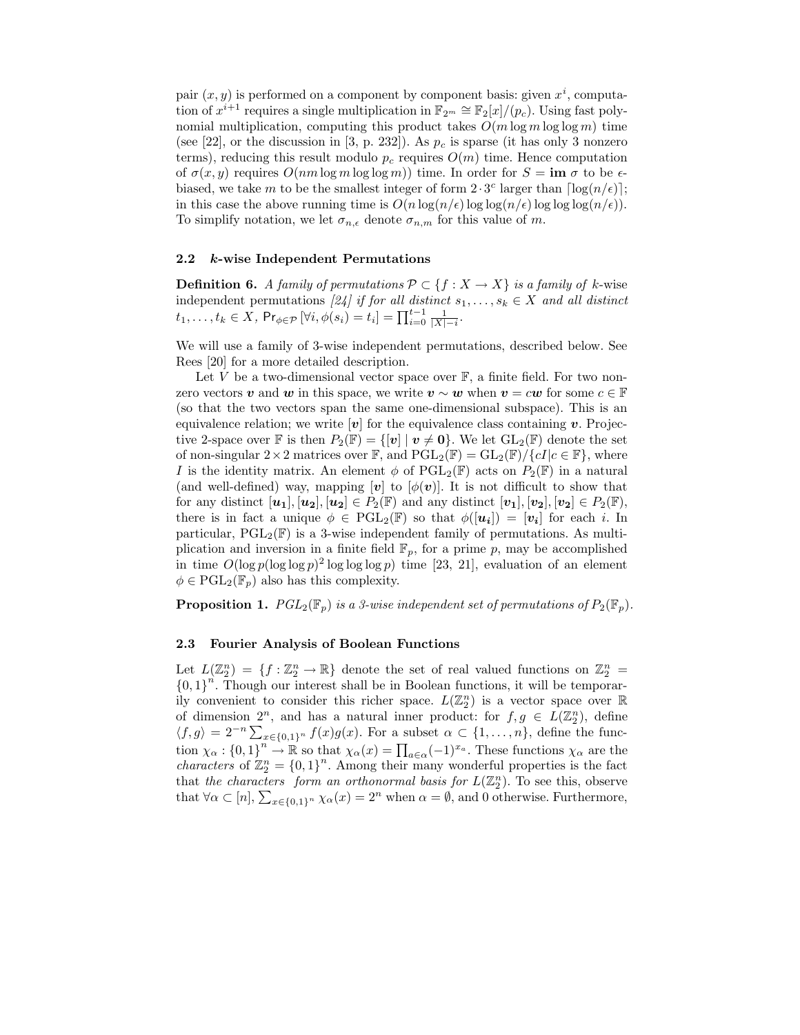pair $(x, y)$ is performed on a component by component basis: given $x^i$, computation of $x^{i+1}$ requires a single multiplication in $\mathbb{F}_{2^m} \cong \mathbb{F}_2[x]/(p_c)$. Using fast polynomial multiplication, computing this product takes $O(m \log m \log \log m)$ time (see [22], or the discussion in [3, p. 232]). As $p_c$ is sparse (it has only 3 nonzero terms), reducing this result modulo $p_c$ requires $O(m)$ time. Hence computation of $\sigma(x, y)$ requires $O(nm \log m \log \log m))$ time. In order for $S = \mathbf{im}\ \sigma$ to be $\epsilon$-biased, we take $m$ to be the smallest integer of form $2 \cdot 3^c$ larger than $\lceil \log(n/\epsilon) \rceil$; in this case the above running time is $O(n \log(n/\epsilon) \log \log(n/\epsilon) \log \log \log(n/\epsilon))$. To simplify notation, we let $\sigma_{n,\epsilon}$ denote $\sigma_{n,m}$ for this value of $m$.

### 2.2 $k$-wise Independent Permutations

**Definition 6.** *A family of permutations $\mathcal{P} \subset \{f : X \to X\}$ is a family of* $k$-wise independent permutations *[24] if for all distinct $s_1, \ldots, s_k \in X$ and all distinct $t_1, \ldots, t_k \in X$, $\Pr_{\phi \in \mathcal{P}}[\forall i, \phi(s_i) = t_i] = \prod_{i=0}^{t-1} \frac{1}{|X| - i}$.*

We will use a family of 3-wise independent permutations, described below. See Rees [20] for a more detailed description.

Let $V$ be a two-dimensional vector space over $\mathbb{F}$, a finite field. For two nonzero vectors $\boldsymbol{v}$ and $\boldsymbol{w}$ in this space, we write $\boldsymbol{v} \sim \boldsymbol{w}$ when $\boldsymbol{v} = c\boldsymbol{w}$ for some $c \in \mathbb{F}$ (so that the two vectors span the same one-dimensional subspace). This is an equivalence relation; we write $[\boldsymbol{v}]$ for the equivalence class containing $\boldsymbol{v}$. Projective 2-space over $\mathbb{F}$ is then $P_2(\mathbb{F}) = \{[\boldsymbol{v}] \mid \boldsymbol{v} \neq \boldsymbol{0}\}$. We let $\mathrm{GL}_2(\mathbb{F})$ denote the set of non-singular $2 \times 2$ matrices over $\mathbb{F}$, and $\mathrm{PGL}_2(\mathbb{F}) = \mathrm{GL}_2(\mathbb{F})/\{cI | c \in \mathbb{F}\}$, where $I$ is the identity matrix. An element $\phi$ of $\mathrm{PGL}_2(\mathbb{F})$ acts on $P_2(\mathbb{F})$ in a natural (and well-defined) way, mapping $[\boldsymbol{v}]$ to $[\phi(\boldsymbol{v})]$. It is not difficult to show that for any distinct $[\boldsymbol{u_1}], [\boldsymbol{u_2}], [\boldsymbol{u_2}] \in P_2(\mathbb{F})$ and any distinct $[\boldsymbol{v_1}], [\boldsymbol{v_2}], [\boldsymbol{v_2}] \in P_2(\mathbb{F})$, there is in fact a unique $\phi \in \mathrm{PGL}_2(\mathbb{F})$ so that $\phi([\boldsymbol{u_i}]) = [\boldsymbol{v_i}]$ for each $i$. In particular, $\mathrm{PGL}_2(\mathbb{F})$ is a 3-wise independent family of permutations. As multiplication and inversion in a finite field $\mathbb{F}_p$, for a prime $p$, may be accomplished in time $O(\log p (\log \log p)^2 \log \log \log p)$ time [23, 21], evaluation of an element $\phi \in \mathrm{PGL}_2(\mathbb{F}_p)$ also has this complexity.

**Proposition 1.** *$PGL_2(\mathbb{F}_p)$ is a 3-wise independent set of permutations of $P_2(\mathbb{F}_p)$.*

### 2.3 Fourier Analysis of Boolean Functions

Let $L(\mathbb{Z}_2^n) = \{f : \mathbb{Z}_2^n \to \mathbb{R}\}$ denote the set of real valued functions on $\mathbb{Z}_2^n = \{0,1\}^n$. Though our interest shall be in Boolean functions, it will be temporarily convenient to consider this richer space. $L(\mathbb{Z}_2^n)$ is a vector space over $\mathbb{R}$ of dimension $2^n$, and has a natural inner product: for $f, g \in L(\mathbb{Z}_2^n)$, define $\langle f, g \rangle = 2^{-n} \sum_{x \in \{0,1\}^n} f(x) g(x)$. For a subset $\alpha \subset \{1, \ldots, n\}$, define the function $\chi_\alpha : \{0,1\}^n \to \mathbb{R}$ so that $\chi_\alpha(x) = \prod_{a \in \alpha} (-1)^{x_a}$. These functions $\chi_\alpha$ are the *characters* of $\mathbb{Z}_2^n = \{0,1\}^n$. Among their many wonderful properties is the fact that *the characters form an orthonormal basis for* $L(\mathbb{Z}_2^n)$. To see this, observe that $\forall \alpha \subset [n]$, $\sum_{x \in \{0,1\}^n} \chi_\alpha(x) = 2^n$ when $\alpha = \emptyset$, and 0 otherwise. Furthermore,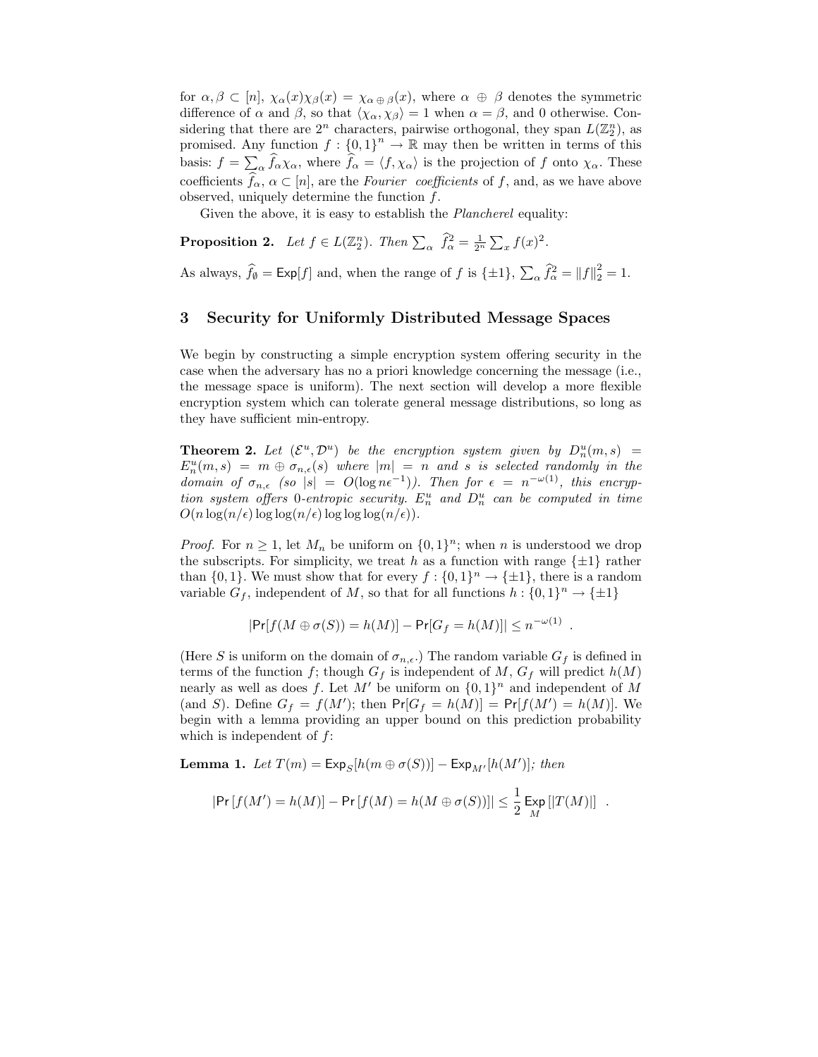for $\alpha, \beta \subset [n]$, $\chi_\alpha(x)\chi_\beta(x) = \chi_{\alpha \oplus \beta}(x)$, where $\alpha \oplus \beta$ denotes the symmetric difference of $\alpha$ and $\beta$, so that $\langle \chi_\alpha, \chi_\beta \rangle = 1$ when $\alpha = \beta$, and 0 otherwise. Considering that there are $2^n$ characters, pairwise orthogonal, they span $L(\mathbb{Z}_2^n)$, as promised. Any function $f : \{0,1\}^n \to \mathbb{R}$ may then be written in terms of this basis: $f = \sum_\alpha \widehat{f}_\alpha \chi_\alpha$, where $\widehat{f}_\alpha = \langle f, \chi_\alpha \rangle$ is the projection of $f$ onto $\chi_\alpha$. These coefficients $\widehat{f}_\alpha$, $\alpha \subset [n]$, are the *Fourier coefficients* of $f$, and, as we have above observed, uniquely determine the function $f$.

Given the above, it is easy to establish the *Plancherel* equality:

**Proposition 2.** *Let $f \in L(\mathbb{Z}_2^n)$. Then $\sum_\alpha \widehat{f}_\alpha^2 = \frac{1}{2^n}\sum_x f(x)^2$.*

As always, $\widehat{f}_\emptyset = \mathsf{Exp}[f]$ and, when the range of $f$ is $\{\pm 1\}$, $\sum_\alpha \widehat{f}_\alpha^2 = \|f\|_2^2 = 1$.

## 3 Security for Uniformly Distributed Message Spaces

We begin by constructing a simple encryption system offering security in the case when the adversary has no a priori knowledge concerning the message (i.e., the message space is uniform). The next section will develop a more flexible encryption system which can tolerate general message distributions, so long as they have sufficient min-entropy.

**Theorem 2.** *Let $(\mathcal{E}^u, \mathcal{D}^u)$ be the encryption system given by $D_n^u(m,s) = E_n^u(m,s) = m \oplus \sigma_{n,\epsilon}(s)$ where $|m| = n$ and $s$ is selected randomly in the domain of $\sigma_{n,\epsilon}$ (so $|s| = O(\log n\epsilon^{-1})$). Then for $\epsilon = n^{-\omega(1)}$, this encryption system offers 0-entropic security. $E_n^u$ and $D_n^u$ can be computed in time $O(n \log(n/\epsilon) \log\log(n/\epsilon) \log\log\log(n/\epsilon))$.*

*Proof.* For $n \geq 1$, let $M_n$ be uniform on $\{0,1\}^n$; when $n$ is understood we drop the subscripts. For simplicity, we treat $h$ as a function with range $\{\pm 1\}$ rather than $\{0,1\}$. We must show that for every $f : \{0,1\}^n \to \{\pm 1\}$, there is a random variable $G_f$, independent of $M$, so that for all functions $h : \{0,1\}^n \to \{\pm 1\}$

$$|\mathsf{Pr}[f(M \oplus \sigma(S)) = h(M)] - \mathsf{Pr}[G_f = h(M)]| \leq n^{-\omega(1)} \enspace .$$

(Here $S$ is uniform on the domain of $\sigma_{n,\epsilon}$.) The random variable $G_f$ is defined in terms of the function $f$; though $G_f$ is independent of $M$, $G_f$ will predict $h(M)$ nearly as well as does $f$. Let $M'$ be uniform on $\{0,1\}^n$ and independent of $M$ (and $S$). Define $G_f = f(M')$; then $\mathsf{Pr}[G_f = h(M)] = \mathsf{Pr}[f(M') = h(M)]$. We begin with a lemma providing an upper bound on this prediction probability which is independent of $f$:

**Lemma 1.** *Let $T(m) = \mathsf{Exp}_S[h(m \oplus \sigma(S))] - \mathsf{Exp}_{M'}[h(M')]$; then*

$$|\mathsf{Pr}\left[f(M') = h(M)\right] - \mathsf{Pr}\left[f(M) = h(M \oplus \sigma(S))\right]| \leq \frac{1}{2} \mathop{\mathsf{Exp}}_{M}\left[|T(M)|\right] \enspace .$$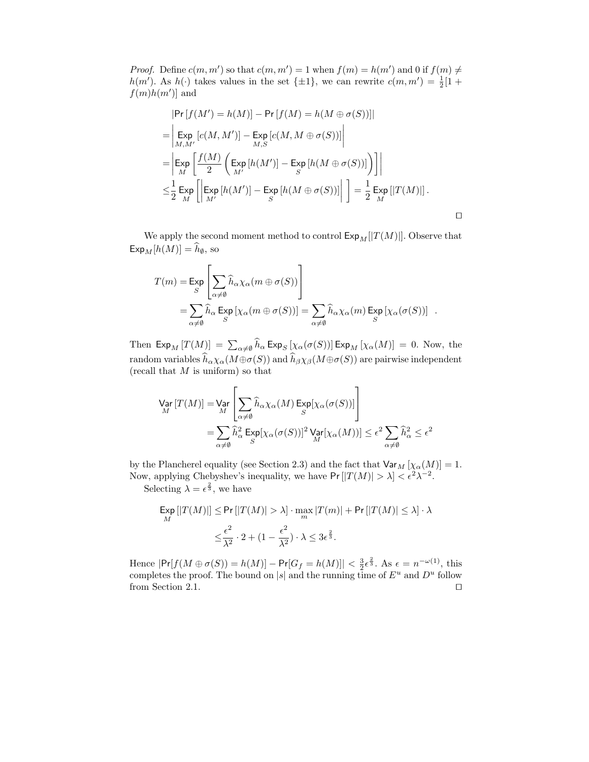*Proof.* Define $c(m, m')$ so that $c(m, m') = 1$ when $f(m) = h(m')$ and 0 if $f(m) \neq h(m')$. As $h(\cdot)$ takes values in the set $\{\pm 1\}$, we can rewrite $c(m, m') = \frac{1}{2}[1 + f(m)h(m')]$ and

$$
\begin{aligned}
&\left|\Pr\left[f(M') = h(M)\right] - \Pr\left[f(M) = h(M \oplus \sigma(S))\right]\right| \\
=&\left|\underset{M,M'}{\mathsf{Exp}}\left[c(M, M')\right] - \underset{M,S}{\mathsf{Exp}}\left[c(M, M \oplus \sigma(S))\right]\right| \\
=&\left|\underset{M}{\mathsf{Exp}}\left[\frac{f(M)}{2}\left(\underset{M'}{\mathsf{Exp}}\left[h(M')\right] - \underset{S}{\mathsf{Exp}}\left[h(M \oplus \sigma(S))\right]\right)\right]\right| \\
\leq&\frac{1}{2}\underset{M}{\mathsf{Exp}}\left[\left|\underset{M'}{\mathsf{Exp}}\left[h(M')\right] - \underset{S}{\mathsf{Exp}}\left[h(M \oplus \sigma(S))\right]\right|\right] = \frac{1}{2}\underset{M}{\mathsf{Exp}}\left[|T(M)|\right].
\end{aligned}
$$

$\square$

We apply the second moment method to control $\mathsf{Exp}_M[|T(M)|]$. Observe that $\mathsf{Exp}_M[h(M)] = \widehat{h}_\emptyset$, so

$$
\begin{aligned}
T(m) =& \underset{S}{\mathsf{Exp}}\left[\sum_{\alpha \neq \emptyset} \widehat{h}_\alpha \chi_\alpha(m \oplus \sigma(S))\right] \\
&= \sum_{\alpha \neq \emptyset} \widehat{h}_\alpha \underset{S}{\mathsf{Exp}}\left[\chi_\alpha(m \oplus \sigma(S))\right] = \sum_{\alpha \neq \emptyset} \widehat{h}_\alpha \chi_\alpha(m) \underset{S}{\mathsf{Exp}}\left[\chi_\alpha(\sigma(S))\right] \quad .
\end{aligned}
$$

Then $\mathsf{Exp}_M\left[T(M)\right] = \sum_{\alpha \neq \emptyset} \widehat{h}_\alpha \mathsf{Exp}_S\left[\chi_\alpha(\sigma(S))\right] \mathsf{Exp}_M\left[\chi_\alpha(M)\right] = 0$. Now, the random variables $\widehat{h}_\alpha \chi_\alpha(M \oplus \sigma(S))$ and $\widehat{h}_\beta \chi_\beta(M \oplus \sigma(S))$ are pairwise independent (recall that $M$ is uniform) so that

$$
\begin{aligned}
\underset{M}{\mathsf{Var}}\left[T(M)\right] =& \underset{M}{\mathsf{Var}}\left[\sum_{\alpha \neq \emptyset} \widehat{h}_\alpha \chi_\alpha(M) \underset{S}{\mathsf{Exp}}[\chi_\alpha(\sigma(S))]\right] \\
&= \sum_{\alpha \neq \emptyset} \widehat{h}_\alpha^2 \underset{S}{\mathsf{Exp}}[\chi_\alpha(\sigma(S))]^2 \underset{M}{\mathsf{Var}}[\chi_\alpha(M))] \leq \epsilon^2 \sum_{\alpha \neq \emptyset} \widehat{h}_\alpha^2 \leq \epsilon^2
\end{aligned}
$$

by the Plancherel equality (see Section 2.3) and the fact that $\mathsf{Var}_M\left[\chi_\alpha(M)\right] = 1$. Now, applying Chebyshev's inequality, we have $\Pr\left[|T(M)| > \lambda\right] < \epsilon^2 \lambda^{-2}$.

Selecting $\lambda = \epsilon^{\frac{2}{3}}$, we have

$$
\begin{aligned}
\underset{M}{\mathsf{Exp}}\left[|T(M)|\right] \leq& \Pr\left[|T(M)| > \lambda\right] \cdot \max_m |T(m)| + \Pr\left[|T(M)| \leq \lambda\right] \cdot \lambda \\
\leq& \frac{\epsilon^2}{\lambda^2} \cdot 2 + \left(1 - \frac{\epsilon^2}{\lambda^2}\right) \cdot \lambda \leq 3\epsilon^{\frac{2}{3}}.
\end{aligned}
$$

Hence $|\Pr[f(M \oplus \sigma(S)) = h(M)] - \Pr[G_f = h(M)]| < \frac{3}{2}\epsilon^{\frac{2}{3}}$. As $\epsilon = n^{-\omega(1)}$, this completes the proof. The bound on $|s|$ and the running time of $E^u$ and $D^u$ follow from Section 2.1. $\square$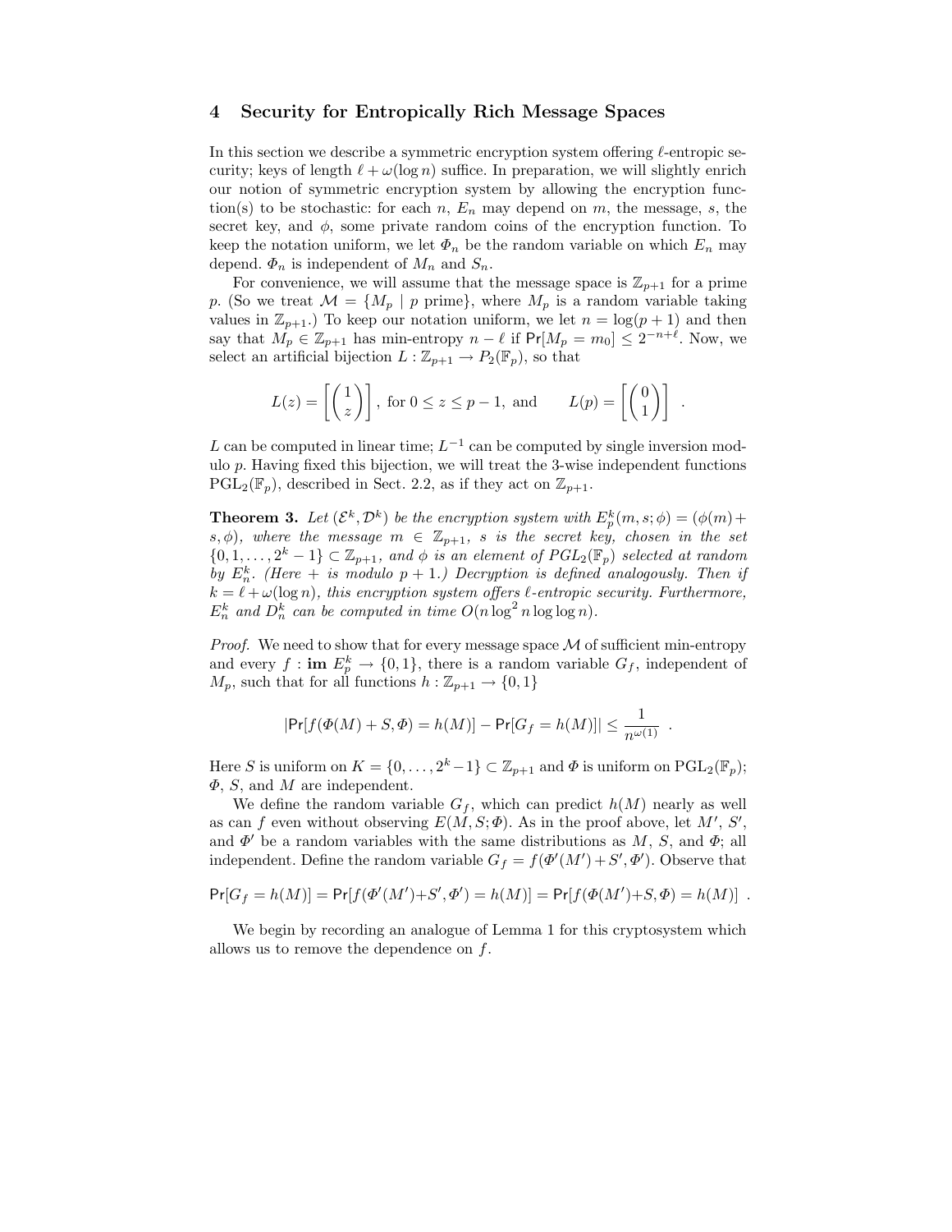## 4 Security for Entropically Rich Message Spaces

In this section we describe a symmetric encryption system offering $\ell$-entropic security; keys of length $\ell + \omega(\log n)$ suffice. In preparation, we will slightly enrich our notion of symmetric encryption system by allowing the encryption function(s) to be stochastic: for each $n$, $E_n$ may depend on $m$, the message, $s$, the secret key, and $\phi$, some private random coins of the encryption function. To keep the notation uniform, we let $\Phi_n$ be the random variable on which $E_n$ may depend. $\Phi_n$ is independent of $M_n$ and $S_n$.

For convenience, we will assume that the message space is $\mathbb{Z}_{p+1}$ for a prime $p$. (So we treat $\mathcal{M} = \{M_p \mid p \text{ prime}\}$, where $M_p$ is a random variable taking values in $\mathbb{Z}_{p+1}$.) To keep our notation uniform, we let $n = \log(p+1)$ and then say that $M_p \in \mathbb{Z}_{p+1}$ has min-entropy $n - \ell$ if $\Pr[M_p = m_0] \leq 2^{-n+\ell}$. Now, we select an artificial bijection $L : \mathbb{Z}_{p+1} \to P_2(\mathbb{F}_p)$, so that

$$L(z) = \left[ \begin{pmatrix} 1 \\ z \end{pmatrix} \right], \text{ for } 0 \leq z \leq p-1, \text{ and} \qquad L(p) = \left[ \begin{pmatrix} 0 \\ 1 \end{pmatrix} \right] .$$

$L$ can be computed in linear time; $L^{-1}$ can be computed by single inversion modulo $p$. Having fixed this bijection, we will treat the 3-wise independent functions $\mathrm{PGL}_2(\mathbb{F}_p)$, described in Sect. 2.2, as if they act on $\mathbb{Z}_{p+1}$.

**Theorem 3.** *Let $(\mathcal{E}^k, \mathcal{D}^k)$ be the encryption system with $E_p^k(m, s; \phi) = (\phi(m) + s, \phi)$, where the message $m \in \mathbb{Z}_{p+1}$, $s$ is the secret key, chosen in the set $\{0, 1, \ldots, 2^k - 1\} \subset \mathbb{Z}_{p+1}$, and $\phi$ is an element of $PGL_2(\mathbb{F}_p)$ selected at random by $E_n^k$. (Here $+$ is modulo $p+1$.) Decryption is defined analogously. Then if $k = \ell + \omega(\log n)$, this encryption system offers $\ell$-entropic security. Furthermore, $E_n^k$ and $D_n^k$ can be computed in time $O(n \log^2 n \log\log n)$.*

*Proof.* We need to show that for every message space $\mathcal{M}$ of sufficient min-entropy and every $f : \mathbf{im}\ E_p^k \to \{0, 1\}$, there is a random variable $G_f$, independent of $M_p$, such that for all functions $h : \mathbb{Z}_{p+1} \to \{0, 1\}$

$$|\Pr[f(\Phi(M) + S, \Phi) = h(M)] - \Pr[G_f = h(M)]| \leq \frac{1}{n^{\omega(1)}} .$$

Here $S$ is uniform on $K = \{0, \ldots, 2^k - 1\} \subset \mathbb{Z}_{p+1}$ and $\Phi$ is uniform on $\mathrm{PGL}_2(\mathbb{F}_p)$; $\Phi$, $S$, and $M$ are independent.

We define the random variable $G_f$, which can predict $h(M)$ nearly as well as can $f$ even without observing $E(M, S; \Phi)$. As in the proof above, let $M'$, $S'$, and $\Phi'$ be a random variables with the same distributions as $M$, $S$, and $\Phi$; all independent. Define the random variable $G_f = f(\Phi'(M') + S', \Phi')$. Observe that

$$\Pr[G_f = h(M)] = \Pr[f(\Phi'(M') + S', \Phi') = h(M)] = \Pr[f(\Phi(M') + S, \Phi) = h(M)] .$$

We begin by recording an analogue of Lemma 1 for this cryptosystem which allows us to remove the dependence on $f$.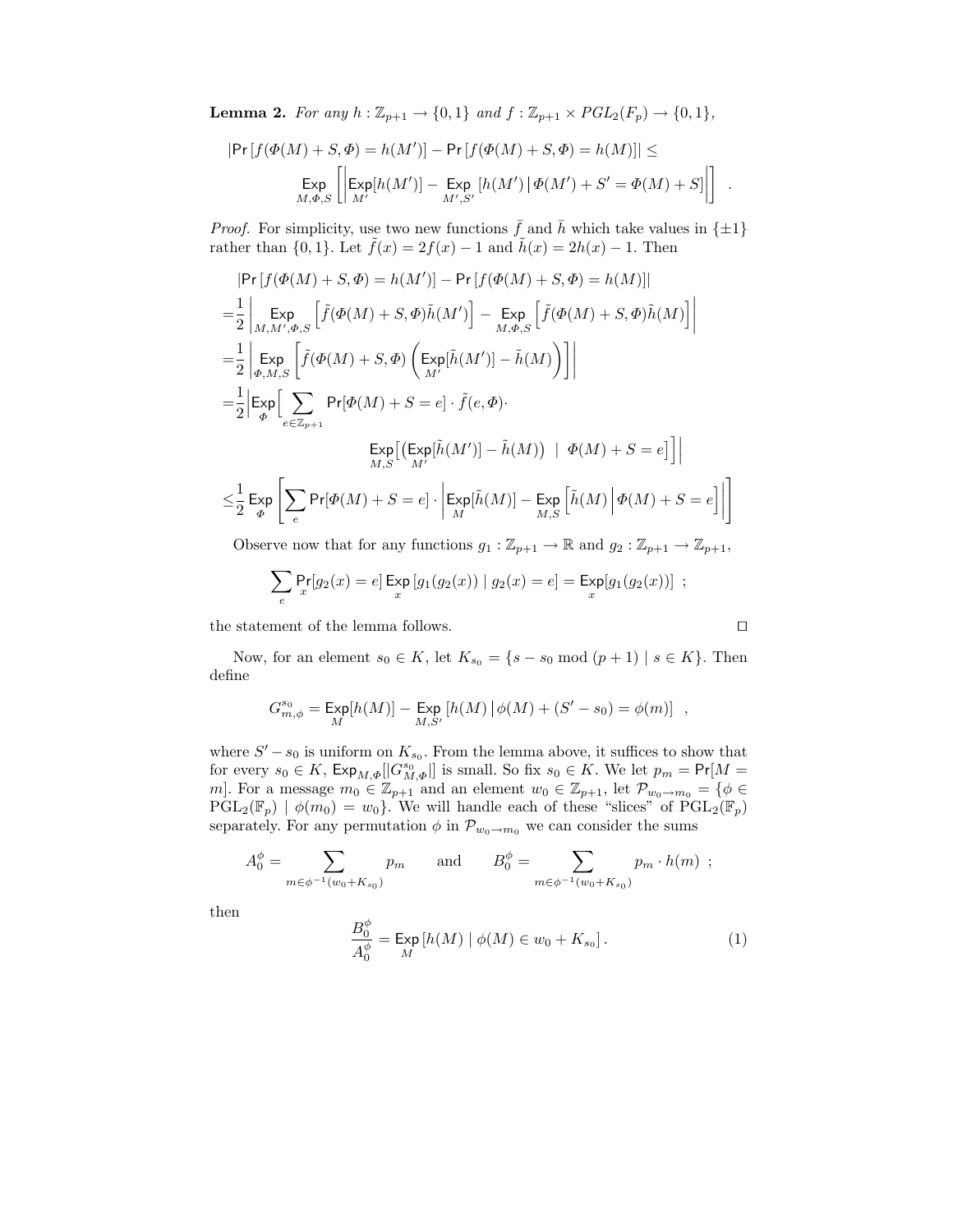**Lemma 2.** *For any $h : \mathbb{Z}_{p+1} \to \{0,1\}$ and $f : \mathbb{Z}_{p+1} \times PGL_2(F_p) \to \{0,1\}$,*

$$|\Pr[f(\Phi(M)+S,\Phi) = h(M')] - \Pr[f(\Phi(M)+S,\Phi) = h(M)]| \leq \mathop{\mathsf{Exp}}_{M,\Phi,S}\left[\left|\mathop{\mathsf{Exp}}_{M'}[h(M')] - \mathop{\mathsf{Exp}}_{M',S'}[h(M') \,|\, \Phi(M') + S' = \Phi(M) + S]\right|\right] \ .$$

*Proof.* For simplicity, use two new functions $\bar{f}$ and $\bar{h}$ which take values in $\{\pm 1\}$ rather than $\{0,1\}$. Let $\tilde{f}(x) = 2f(x) - 1$ and $\tilde{h}(x) = 2h(x) - 1$. Then

$$\begin{aligned}
&|\Pr[f(\Phi(M)+S,\Phi) = h(M')] - \Pr[f(\Phi(M)+S,\Phi) = h(M)]| \\
=&\frac{1}{2}\left|\mathop{\mathsf{Exp}}_{M,M',\Phi,S}\left[\tilde{f}(\Phi(M)+S,\Phi)\tilde{h}(M')\right] - \mathop{\mathsf{Exp}}_{M,\Phi,S}\left[\tilde{f}(\Phi(M)+S,\Phi)\tilde{h}(M)\right]\right| \\
=&\frac{1}{2}\left|\mathop{\mathsf{Exp}}_{\Phi,M,S}\left[\tilde{f}(\Phi(M)+S,\Phi)\left(\mathop{\mathsf{Exp}}_{M'}[\tilde{h}(M')] - \tilde{h}(M)\right)\right]\right| \\
=&\frac{1}{2}\Big|\mathop{\mathsf{Exp}}_{\Phi}\Big[\sum_{e\in\mathbb{Z}_{p+1}} \Pr[\Phi(M)+S = e]\cdot \tilde{f}(e,\Phi)\cdot \\
&\qquad\qquad \mathop{\mathsf{Exp}}_{M,S}\Big[\Big(\mathop{\mathsf{Exp}}_{M'}[\tilde{h}(M')] - \tilde{h}(M)\Big) \ \Big| \ \Phi(M)+S = e\Big]\Big]\Big| \\
\leq&\frac{1}{2}\mathop{\mathsf{Exp}}_{\Phi}\left[\sum_{e}\Pr[\Phi(M)+S=e]\cdot\left|\mathop{\mathsf{Exp}}_{M}[\tilde{h}(M)] - \mathop{\mathsf{Exp}}_{M,S}\left[\tilde{h}(M)\,\Big|\,\Phi(M)+S = e\right]\right|\right]
\end{aligned}$$

Observe now that for any functions $g_1 : \mathbb{Z}_{p+1} \to \mathbb{R}$ and $g_2 : \mathbb{Z}_{p+1} \to \mathbb{Z}_{p+1}$,

$$\sum_{e}\Pr_{x}[g_2(x) = e]\mathop{\mathsf{Exp}}_{x}[g_1(g_2(x)) \mid g_2(x) = e] = \mathop{\mathsf{Exp}}_{x}[g_1(g_2(x))] \ ;$$

the statement of the lemma follows. □

Now, for an element $s_0 \in K$, let $K_{s_0} = \{s - s_0 \bmod (p+1) \mid s \in K\}$. Then define

$$G^{s_0}_{m,\phi} = \mathop{\mathsf{Exp}}_{M}[h(M)] - \mathop{\mathsf{Exp}}_{M,S'}[h(M)\,|\,\phi(M) + (S' - s_0) = \phi(m)] \ ,$$

where $S' - s_0$ is uniform on $K_{s_0}$. From the lemma above, it suffices to show that for every $s_0 \in K$, $\mathsf{Exp}_{M,\Phi}[|G^{s_0}_{M,\Phi}|]$ is small. So fix $s_0 \in K$. We let $p_m = \Pr[M = m]$. For a message $m_0 \in \mathbb{Z}_{p+1}$ and an element $w_0 \in \mathbb{Z}_{p+1}$, let $\mathcal{P}_{w_0\to m_0} = \{\phi \in \mathrm{PGL}_2(\mathbb{F}_p) \mid \phi(m_0) = w_0\}$. We will handle each of these "slices" of $\mathrm{PGL}_2(\mathbb{F}_p)$ separately. For any permutation $\phi$ in $\mathcal{P}_{w_0\to m_0}$ we can consider the sums

$$A^{\phi}_0 = \sum_{m\in\phi^{-1}(w_0+K_{s_0})} p_m \qquad \text{and} \qquad B^{\phi}_0 = \sum_{m\in\phi^{-1}(w_0+K_{s_0})} p_m \cdot h(m) \ ;$$

then

$$\frac{B^{\phi}_0}{A^{\phi}_0} = \mathop{\mathsf{Exp}}_{M}[h(M) \mid \phi(M) \in w_0 + K_{s_0}] \,. \tag{1}$$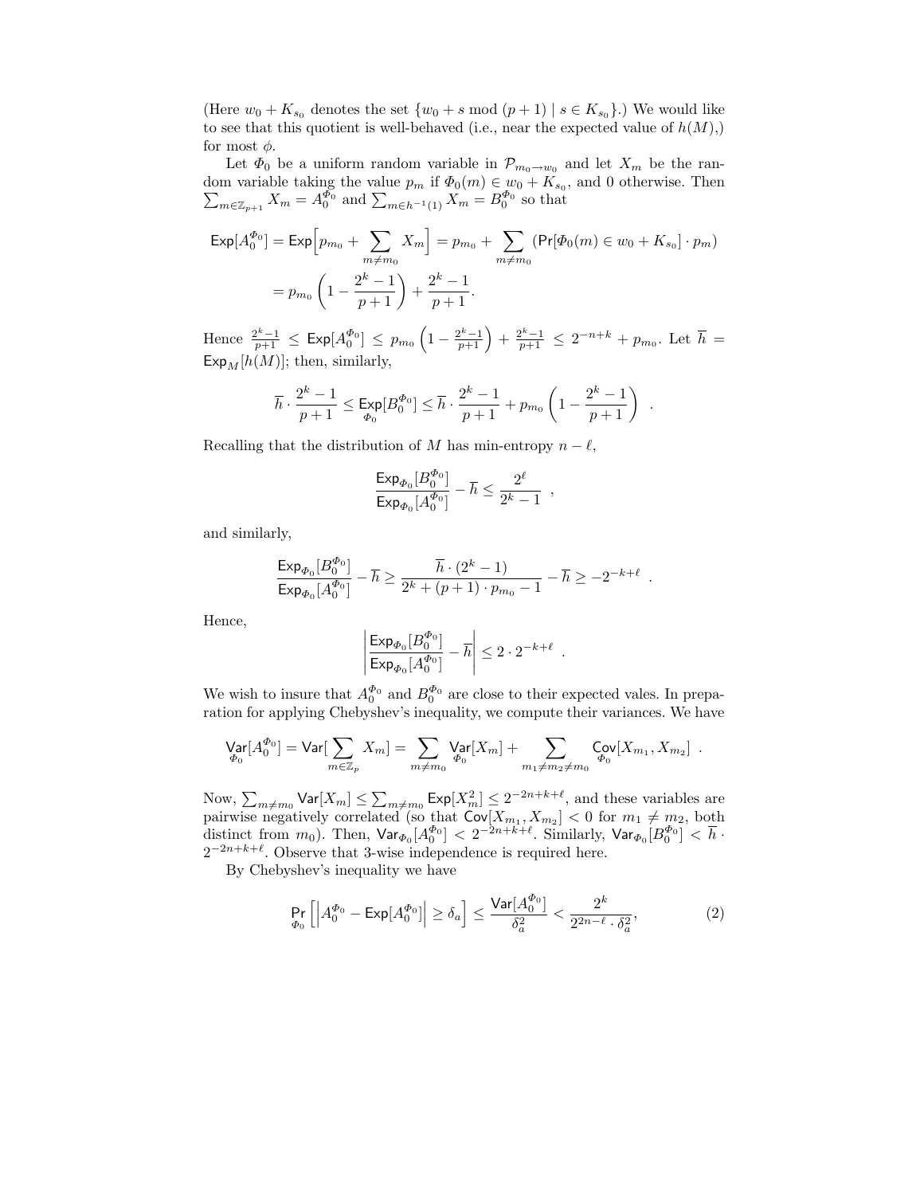(Here $w_0 + K_{s_0}$ denotes the set $\{w_0 + s \bmod (p+1) \mid s \in K_{s_0}\}$.) We would like to see that this quotient is well-behaved (i.e., near the expected value of $h(M)$,) for most $\phi$.

Let $\Phi_0$ be a uniform random variable in $\mathcal{P}_{m_0 \to w_0}$ and let $X_m$ be the random variable taking the value $p_m$ if $\Phi_0(m) \in w_0 + K_{s_0}$, and 0 otherwise. Then $\sum_{m \in \mathbb{Z}_{p+1}} X_m = A_0^{\Phi_0}$ and $\sum_{m \in h^{-1}(1)} X_m = B_0^{\Phi_0}$ so that

$$
\begin{aligned}
\mathsf{Exp}[A_0^{\Phi_0}] &= \mathsf{Exp}\Big[p_{m_0} + \sum_{m \neq m_0} X_m\Big] = p_{m_0} + \sum_{m \neq m_0} \left(\Pr[\Phi_0(m) \in w_0 + K_{s_0}] \cdot p_m\right) \\
&= p_{m_0}\left(1 - \frac{2^k - 1}{p+1}\right) + \frac{2^k - 1}{p+1}.
\end{aligned}
$$

Hence $\frac{2^k-1}{p+1} \leq \mathsf{Exp}[A_0^{\Phi_0}] \leq p_{m_0}\left(1 - \frac{2^k-1}{p+1}\right) + \frac{2^k-1}{p+1} \leq 2^{-n+k} + p_{m_0}$. Let $\overline{h} = \mathsf{Exp}_M[h(M)]$; then, similarly,

$$
\overline{h} \cdot \frac{2^k - 1}{p+1} \leq \mathop{\mathsf{Exp}}_{\Phi_0}[B_0^{\Phi_0}] \leq \overline{h} \cdot \frac{2^k - 1}{p+1} + p_{m_0}\left(1 - \frac{2^k - 1}{p+1}\right) \quad .
$$

Recalling that the distribution of $M$ has min-entropy $n - \ell$,

$$
\frac{\mathsf{Exp}_{\Phi_0}[B_0^{\Phi_0}]}{\mathsf{Exp}_{\Phi_0}[A_0^{\Phi_0}]} - \overline{h} \leq \frac{2^\ell}{2^k - 1} \quad ,
$$

and similarly,

$$
\frac{\mathsf{Exp}_{\Phi_0}[B_0^{\Phi_0}]}{\mathsf{Exp}_{\Phi_0}[A_0^{\Phi_0}]} - \overline{h} \geq \frac{\overline{h} \cdot (2^k - 1)}{2^k + (p+1) \cdot p_{m_0} - 1} - \overline{h} \geq -2^{-k+\ell} \quad .
$$

Hence,

$$
\left| \frac{\mathsf{Exp}_{\Phi_0}[B_0^{\Phi_0}]}{\mathsf{Exp}_{\Phi_0}[A_0^{\Phi_0}]} - \overline{h} \right| \leq 2 \cdot 2^{-k+\ell} \quad .
$$

We wish to insure that $A_0^{\Phi_0}$ and $B_0^{\Phi_0}$ are close to their expected vales. In preparation for applying Chebyshev's inequality, we compute their variances. We have

$$
\mathop{\mathsf{Var}}_{\Phi_0}[A_0^{\Phi_0}] = \mathsf{Var}[\sum_{m \in \mathbb{Z}_p} X_m] = \sum_{m \neq m_0} \mathop{\mathsf{Var}}_{\Phi_0}[X_m] + \sum_{m_1 \neq m_2 \neq m_0} \mathop{\mathsf{Cov}}_{\Phi_0}[X_{m_1}, X_{m_2}] \quad .
$$

Now, $\sum_{m \neq m_0} \mathsf{Var}[X_m] \leq \sum_{m \neq m_0} \mathsf{Exp}[X_m^2] \leq 2^{-2n+k+\ell}$, and these variables are pairwise negatively correlated (so that $\mathsf{Cov}[X_{m_1}, X_{m_2}] < 0$ for $m_1 \neq m_2$, both distinct from $m_0$). Then, $\mathsf{Var}_{\Phi_0}[A_0^{\Phi_0}] < 2^{-2n+k+\ell}$. Similarly, $\mathsf{Var}_{\Phi_0}[B_0^{\Phi_0}] < \overline{h} \cdot 2^{-2n+k+\ell}$. Observe that 3-wise independence is required here.

By Chebyshev's inequality we have

$$
\Pr_{\Phi_0}\left[\left|A_0^{\Phi_0} - \mathsf{Exp}[A_0^{\Phi_0}]\right| \geq \delta_a\right] \leq \frac{\mathsf{Var}[A_0^{\Phi_0}]}{\delta_a^2} < \frac{2^k}{2^{2n-\ell} \cdot \delta_a^2}, \tag{2}
$$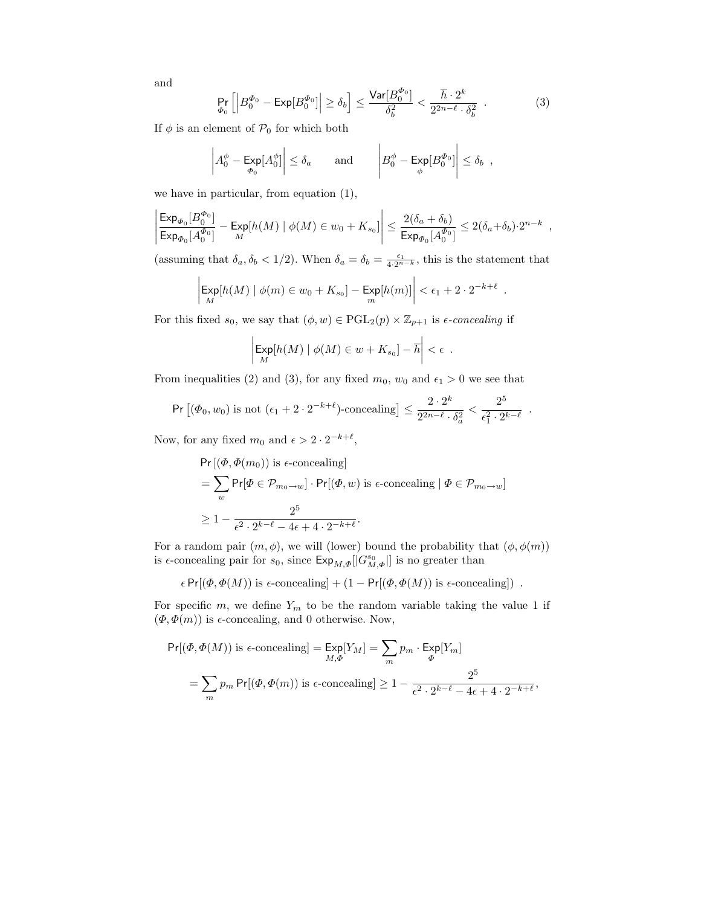and

$$\Pr_{\Phi_0}\left[\left|B_0^{\Phi_0} - \mathsf{Exp}[B_0^{\Phi_0}]\right| \geq \delta_b\right] \leq \frac{\mathsf{Var}[B_0^{\Phi_0}]}{\delta_b^2} < \frac{\overline{h} \cdot 2^k}{2^{2n-\ell} \cdot \delta_b^2} \ . \tag{3}$$

If $\phi$ is an element of $\mathcal{P}_0$ for which both

$$\left|A_0^\phi - \mathop{\mathsf{Exp}}_{\Phi_0}[A_0^\phi]\right| \leq \delta_a \qquad \text{and} \qquad \left|B_0^\phi - \mathop{\mathsf{Exp}}_{\phi}[B_0^{\Phi_0}]\right| \leq \delta_b \ ,$$

we have in particular, from equation (1),

$$\left|\frac{\mathsf{Exp}_{\Phi_0}[B_0^{\Phi_0}]}{\mathsf{Exp}_{\Phi_0}[A_0^{\Phi_0}]} - \mathop{\mathsf{Exp}}_M[h(M) \mid \phi(M) \in w_0 + K_{s_0}]\right| \leq \frac{2(\delta_a + \delta_b)}{\mathsf{Exp}_{\Phi_0}[A_0^{\Phi_0}]} \leq 2(\delta_a+\delta_b)\cdot 2^{n-k} \ ,$$

(assuming that $\delta_a, \delta_b < 1/2$). When $\delta_a = \delta_b = \frac{\epsilon_1}{4 \cdot 2^{n-k}}$, this is the statement that

$$\left|\mathop{\mathsf{Exp}}_M[h(M) \mid \phi(m) \in w_0 + K_{s_0}] - \mathop{\mathsf{Exp}}_m[h(m)]\right| < \epsilon_1 + 2 \cdot 2^{-k+\ell} \ .$$

For this fixed $s_0$, we say that $(\phi, w) \in \mathrm{PGL}_2(p) \times \mathbb{Z}_{p+1}$ is *$\epsilon$-concealing* if

$$\left|\mathop{\mathsf{Exp}}_M[h(M) \mid \phi(M) \in w + K_{s_0}] - \overline{h}\right| < \epsilon \ .$$

From inequalities (2) and (3), for any fixed $m_0$, $w_0$ and $\epsilon_1 > 0$ we see that

$$\Pr\left[(\Phi_0, w_0) \text{ is not } (\epsilon_1 + 2 \cdot 2^{-k+\ell})\text{-concealing}\right] \leq \frac{2 \cdot 2^k}{2^{2n-\ell} \cdot \delta_a^2} < \frac{2^5}{\epsilon_1^2 \cdot 2^{k-\ell}} \ .$$

Now, for any fixed $m_0$ and $\epsilon > 2 \cdot 2^{-k+\ell}$,

$$\begin{aligned}
&\Pr\left[(\Phi, \Phi(m_0)) \text{ is } \epsilon\text{-concealing}\right] \\
&= \sum_w \Pr[\Phi \in \mathcal{P}_{m_0 \to w}] \cdot \Pr[(\Phi, w) \text{ is } \epsilon\text{-concealing} \mid \Phi \in \mathcal{P}_{m_0 \to w}] \\
&\geq 1 - \frac{2^5}{\epsilon^2 \cdot 2^{k-\ell} - 4\epsilon + 4 \cdot 2^{-k+\ell}}.
\end{aligned}$$

For a random pair $(m, \phi)$, we will (lower) bound the probability that $(\phi, \phi(m))$ is $\epsilon$-concealing pair for $s_0$, since $\mathsf{Exp}_{M,\Phi}[|G_{M,\Phi}^{s_0}|]$ is no greater than

$$\epsilon \Pr[(\Phi, \Phi(M)) \text{ is } \epsilon\text{-concealing}] + (1 - \Pr[(\Phi, \Phi(M)) \text{ is } \epsilon\text{-concealing}]) \ .$$

For specific $m$, we define $Y_m$ to be the random variable taking the value 1 if $(\Phi, \Phi(m))$ is $\epsilon$-concealing, and 0 otherwise. Now,

$$\begin{aligned}
\Pr[(\Phi, \Phi(M)) \text{ is } \epsilon\text{-concealing}] &= \mathop{\mathsf{Exp}}_{M,\Phi}[Y_M] = \sum_m p_m \cdot \mathop{\mathsf{Exp}}_{\Phi}[Y_m] \\
&= \sum_m p_m \Pr[(\Phi, \Phi(m)) \text{ is } \epsilon\text{-concealing}] \geq 1 - \frac{2^5}{\epsilon^2 \cdot 2^{k-\ell} - 4\epsilon + 4 \cdot 2^{-k+\ell}},
\end{aligned}$$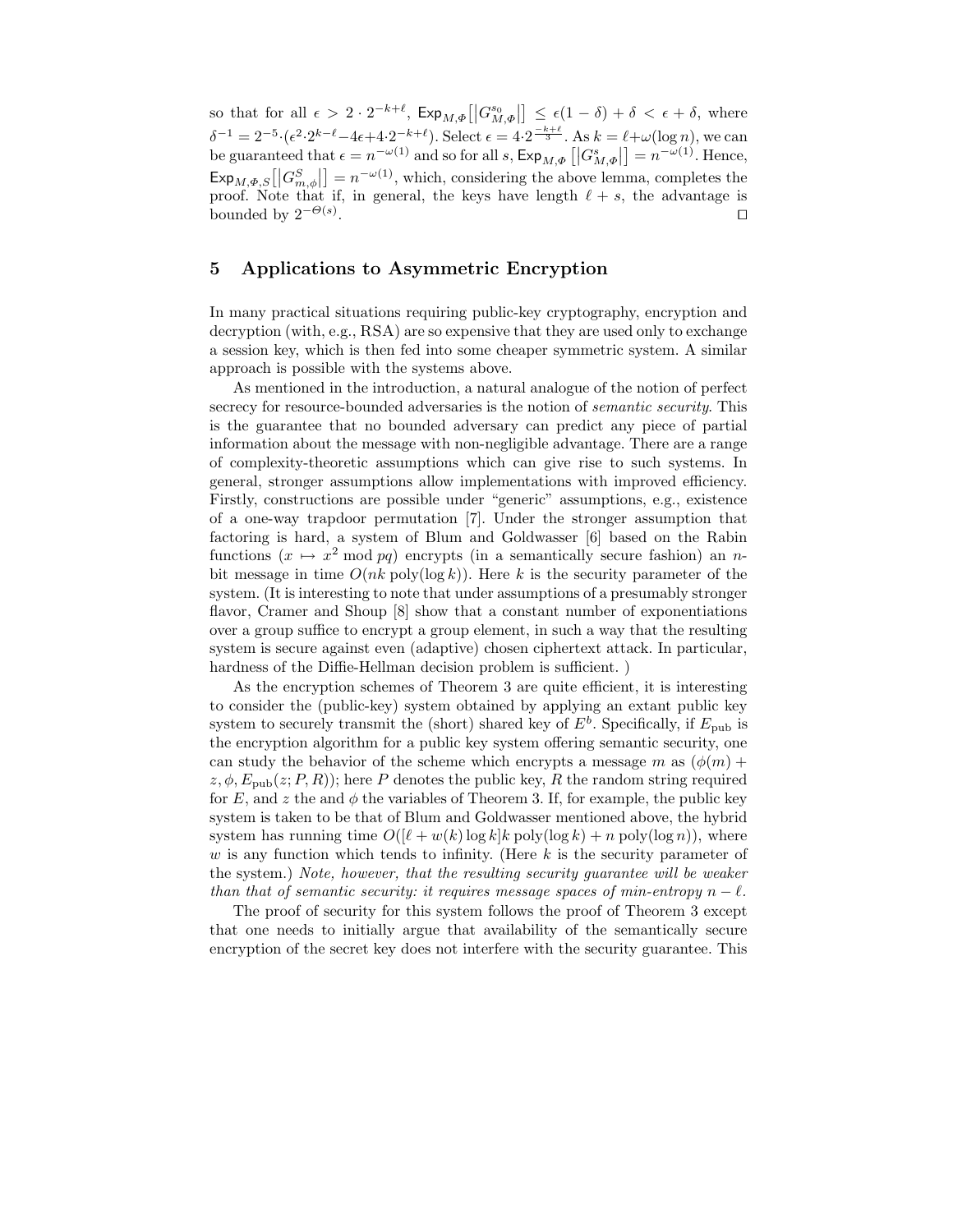so that for all $\epsilon > 2 \cdot 2^{-k+\ell}$, $\mathsf{Exp}_{M,\Phi}\big[\big|G^{s_0}_{M,\Phi}\big|\big] \leq \epsilon(1-\delta) + \delta < \epsilon + \delta$, where $\delta^{-1} = 2^{-5} \cdot (\epsilon^2 \cdot 2^{k-\ell} - 4\epsilon + 4 \cdot 2^{-k+\ell})$. Select $\epsilon = 4 \cdot 2^{\frac{-k+\ell}{3}}$. As $k = \ell + \omega(\log n)$, we can be guaranteed that $\epsilon = n^{-\omega(1)}$ and so for all $s$, $\mathsf{Exp}_{M,\Phi}\left[\left|G^{s}_{M,\Phi}\right|\right] = n^{-\omega(1)}$. Hence, $\mathsf{Exp}_{M,\Phi,S}\big[\big|G^{S}_{m,\phi}\big|\big] = n^{-\omega(1)}$, which, considering the above lemma, completes the proof. Note that if, in general, the keys have length $\ell + s$, the advantage is bounded by $2^{-\Theta(s)}$. □

## 5 Applications to Asymmetric Encryption

In many practical situations requiring public-key cryptography, encryption and decryption (with, e.g., RSA) are so expensive that they are used only to exchange a session key, which is then fed into some cheaper symmetric system. A similar approach is possible with the systems above.

As mentioned in the introduction, a natural analogue of the notion of perfect secrecy for resource-bounded adversaries is the notion of *semantic security*. This is the guarantee that no bounded adversary can predict any piece of partial information about the message with non-negligible advantage. There are a range of complexity-theoretic assumptions which can give rise to such systems. In general, stronger assumptions allow implementations with improved efficiency. Firstly, constructions are possible under "generic" assumptions, e.g., existence of a one-way trapdoor permutation [7]. Under the stronger assumption that factoring is hard, a system of Blum and Goldwasser [6] based on the Rabin functions ($x \mapsto x^2 \bmod pq$) encrypts (in a semantically secure fashion) an $n$-bit message in time $O(nk \operatorname{poly}(\log k))$. Here $k$ is the security parameter of the system. (It is interesting to note that under assumptions of a presumably stronger flavor, Cramer and Shoup [8] show that a constant number of exponentiations over a group suffice to encrypt a group element, in such a way that the resulting system is secure against even (adaptive) chosen ciphertext attack. In particular, hardness of the Diffie-Hellman decision problem is sufficient. )

As the encryption schemes of Theorem 3 are quite efficient, it is interesting to consider the (public-key) system obtained by applying an extant public key system to securely transmit the (short) shared key of $E^b$. Specifically, if $E_{\text{pub}}$ is the encryption algorithm for a public key system offering semantic security, one can study the behavior of the scheme which encrypts a message $m$ as $(\phi(m) + z, \phi, E_{\text{pub}}(z; P, R))$; here $P$ denotes the public key, $R$ the random string required for $E$, and $z$ the and $\phi$ the variables of Theorem 3. If, for example, the public key system is taken to be that of Blum and Goldwasser mentioned above, the hybrid system has running time $O([\ell + w(k) \log k] k \operatorname{poly}(\log k) + n \operatorname{poly}(\log n))$, where $w$ is any function which tends to infinity. (Here $k$ is the security parameter of the system.) *Note, however, that the resulting security guarantee will be weaker than that of semantic security: it requires message spaces of min-entropy $n - \ell$.*

The proof of security for this system follows the proof of Theorem 3 except that one needs to initially argue that availability of the semantically secure encryption of the secret key does not interfere with the security guarantee. This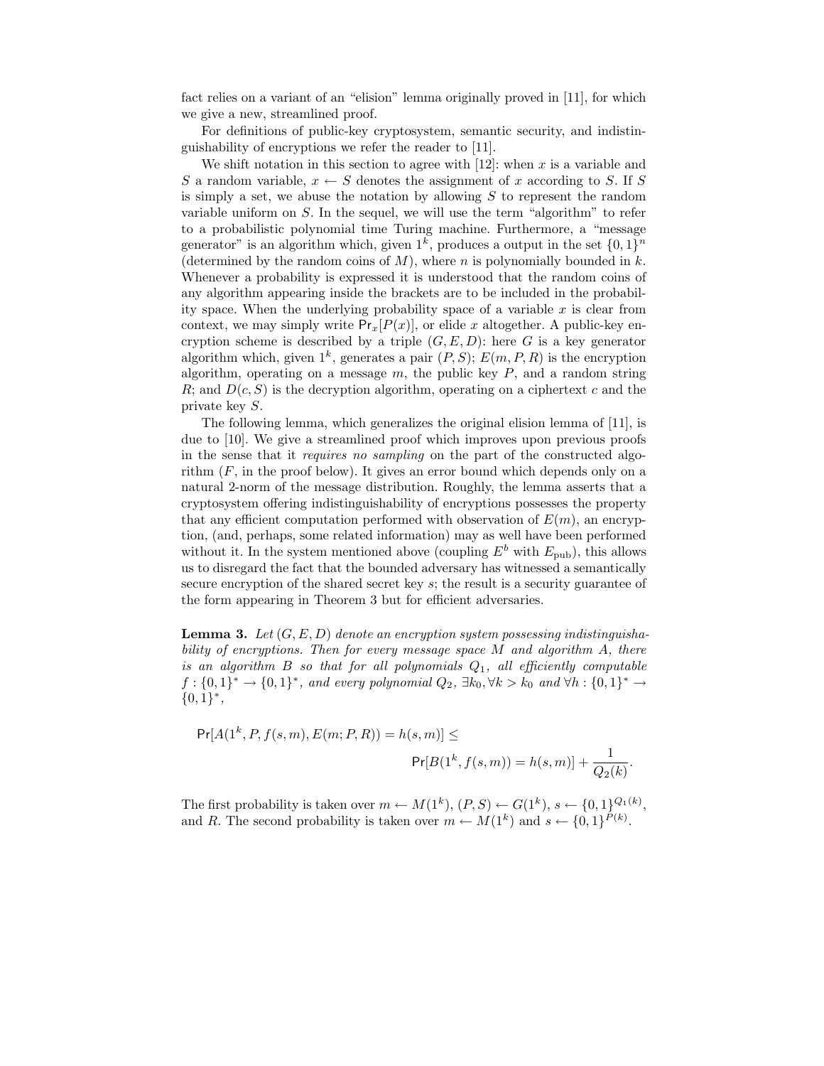fact relies on a variant of an "elision" lemma originally proved in [11], for which we give a new, streamlined proof.

For definitions of public-key cryptosystem, semantic security, and indistinguishability of encryptions we refer the reader to [11].

We shift notation in this section to agree with [12]: when $x$ is a variable and $S$ a random variable, $x \leftarrow S$ denotes the assignment of $x$ according to $S$. If $S$ is simply a set, we abuse the notation by allowing $S$ to represent the random variable uniform on $S$. In the sequel, we will use the term "algorithm" to refer to a probabilistic polynomial time Turing machine. Furthermore, a "message generator" is an algorithm which, given $1^k$, produces a output in the set $\{0,1\}^n$ (determined by the random coins of $M$), where $n$ is polynomially bounded in $k$. Whenever a probability is expressed it is understood that the random coins of any algorithm appearing inside the brackets are to be included in the probability space. When the underlying probability space of a variable $x$ is clear from context, we may simply write $\mathsf{Pr}_x[P(x)]$, or elide $x$ altogether. A public-key encryption scheme is described by a triple $(G, E, D)$: here $G$ is a key generator algorithm which, given $1^k$, generates a pair $(P, S)$; $E(m, P, R)$ is the encryption algorithm, operating on a message $m$, the public key $P$, and a random string $R$; and $D(c, S)$ is the decryption algorithm, operating on a ciphertext $c$ and the private key $S$.

The following lemma, which generalizes the original elision lemma of [11], is due to [10]. We give a streamlined proof which improves upon previous proofs in the sense that it *requires no sampling* on the part of the constructed algorithm ($F$, in the proof below). It gives an error bound which depends only on a natural 2-norm of the message distribution. Roughly, the lemma asserts that a cryptosystem offering indistinguishability of encryptions possesses the property that any efficient computation performed with observation of $E(m)$, an encryption, (and, perhaps, some related information) may as well have been performed without it. In the system mentioned above (coupling $E^b$ with $E_{\text{pub}}$), this allows us to disregard the fact that the bounded adversary has witnessed a semantically secure encryption of the shared secret key $s$; the result is a security guarantee of the form appearing in Theorem 3 but for efficient adversaries.

**Lemma 3.** *Let $(G, E, D)$ denote an encryption system possessing indistinguishability of encryptions. Then for every message space $M$ and algorithm $A$, there is an algorithm $B$ so that for all polynomials $Q_1$, all efficiently computable $f : \{0,1\}^* \to \{0,1\}^*$, and every polynomial $Q_2$, $\exists k_0, \forall k > k_0$ and $\forall h : \{0,1\}^* \to \{0,1\}^*$,*

$$\mathsf{Pr}[A(1^k, P, f(s,m), E(m; P, R)) = h(s,m)] \leq \mathsf{Pr}[B(1^k, f(s,m)) = h(s,m)] + \frac{1}{Q_2(k)}.$$

The first probability is taken over $m \leftarrow M(1^k)$, $(P, S) \leftarrow G(1^k)$, $s \leftarrow \{0,1\}^{Q_1(k)}$, and $R$. The second probability is taken over $m \leftarrow M(1^k)$ and $s \leftarrow \{0,1\}^{P(k)}$.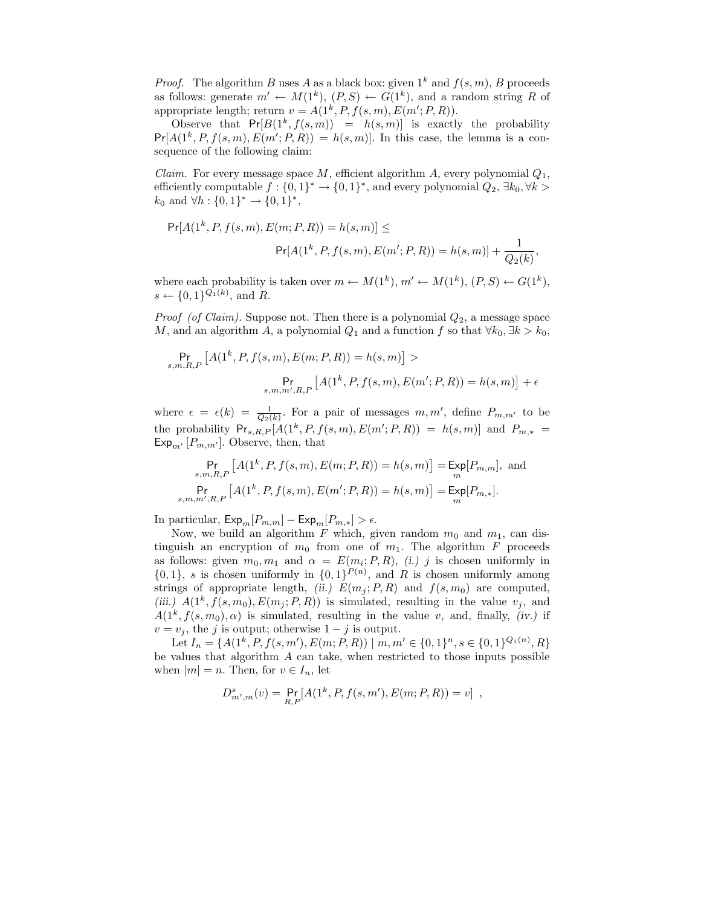*Proof.* The algorithm $B$ uses $A$ as a black box: given $1^k$ and $f(s,m)$, $B$ proceeds as follows: generate $m' \leftarrow M(1^k)$, $(P,S) \leftarrow G(1^k)$, and a random string $R$ of appropriate length; return $v = A(1^k, P, f(s,m), E(m'; P, R))$.

Observe that $\mathsf{Pr}[B(1^k, f(s,m)) = h(s,m)]$ is exactly the probability $\mathsf{Pr}[A(1^k, P, f(s,m), E(m'; P, R)) = h(s,m)]$. In this case, the lemma is a consequence of the following claim:

*Claim.* For every message space $M$, efficient algorithm $A$, every polynomial $Q_1$, efficiently computable $f : \{0,1\}^* \to \{0,1\}^*$, and every polynomial $Q_2$, $\exists k_0, \forall k > k_0$ and $\forall h : \{0,1\}^* \to \{0,1\}^*$,

$$\mathsf{Pr}[A(1^k, P, f(s,m), E(m; P, R)) = h(s,m)] \leq \mathsf{Pr}[A(1^k, P, f(s,m), E(m'; P, R)) = h(s,m)] + \frac{1}{Q_2(k)},$$

where each probability is taken over $m \leftarrow M(1^k)$, $m' \leftarrow M(1^k)$, $(P,S) \leftarrow G(1^k)$, $s \leftarrow \{0,1\}^{Q_1(k)}$, and $R$.

*Proof (of Claim).* Suppose not. Then there is a polynomial $Q_2$, a message space $M$, and an algorithm $A$, a polynomial $Q_1$ and a function $f$ so that $\forall k_0, \exists k > k_0$,

$$\mathop{\mathsf{Pr}}_{s,m,R,P}\left[A(1^k, P, f(s,m), E(m; P, R)) = h(s,m)\right] > \mathop{\mathsf{Pr}}_{s,m,m',R,P}\left[A(1^k, P, f(s,m), E(m'; P, R)) = h(s,m)\right] + \epsilon$$

where $\epsilon = \epsilon(k) = \frac{1}{Q_2(k)}$. For a pair of messages $m, m'$, define $P_{m,m'}$ to be the probability $\mathsf{Pr}_{s,R,P}[A(1^k, P, f(s,m), E(m'; P, R)) = h(s,m)]$ and $P_{m,*} = \mathsf{Exp}_{m'}[P_{m,m'}]$. Observe, then, that

$$\mathop{\mathsf{Pr}}_{s,m,R,P}\left[A(1^k, P, f(s,m), E(m; P, R)) = h(s,m)\right] = \mathop{\mathsf{Exp}}_{m}[P_{m,m}], \text{ and}$$

$$\mathop{\mathsf{Pr}}_{s,m,m',R,P}\left[A(1^k, P, f(s,m), E(m'; P, R)) = h(s,m)\right] = \mathop{\mathsf{Exp}}_{m}[P_{m,*}].$$

In particular, $\mathsf{Exp}_m[P_{m,m}] - \mathsf{Exp}_m[P_{m,*}] > \epsilon$.

Now, we build an algorithm $F$ which, given random $m_0$ and $m_1$, can distinguish an encryption of $m_0$ from one of $m_1$. The algorithm $F$ proceeds as follows: given $m_0, m_1$ and $\alpha = E(m_i; P, R)$, *(i.)* $j$ is chosen uniformly in $\{0,1\}$, $s$ is chosen uniformly in $\{0,1\}^{P(n)}$, and $R$ is chosen uniformly among strings of appropriate length, *(ii.)* $E(m_j; P, R)$ and $f(s, m_0)$ are computed, *(iii.)* $A(1^k, f(s, m_0), E(m_j; P, R))$ is simulated, resulting in the value $v_j$, and $A(1^k, f(s, m_0), \alpha)$ is simulated, resulting in the value $v$, and, finally, *(iv.)* if $v = v_j$, the $j$ is output; otherwise $1 - j$ is output.

Let $I_n = \{A(1^k, P, f(s, m'), E(m; P, R)) \mid m, m' \in \{0,1\}^n, s \in \{0,1\}^{Q_1(n)}, R\}$ be values that algorithm $A$ can take, when restricted to those inputs possible when $|m| = n$. Then, for $v \in I_n$, let

$$D^s_{m',m}(v) = \mathop{\mathsf{Pr}}_{R,P}[A(1^k, P, f(s, m'), E(m; P, R)) = v] \enspace ,$$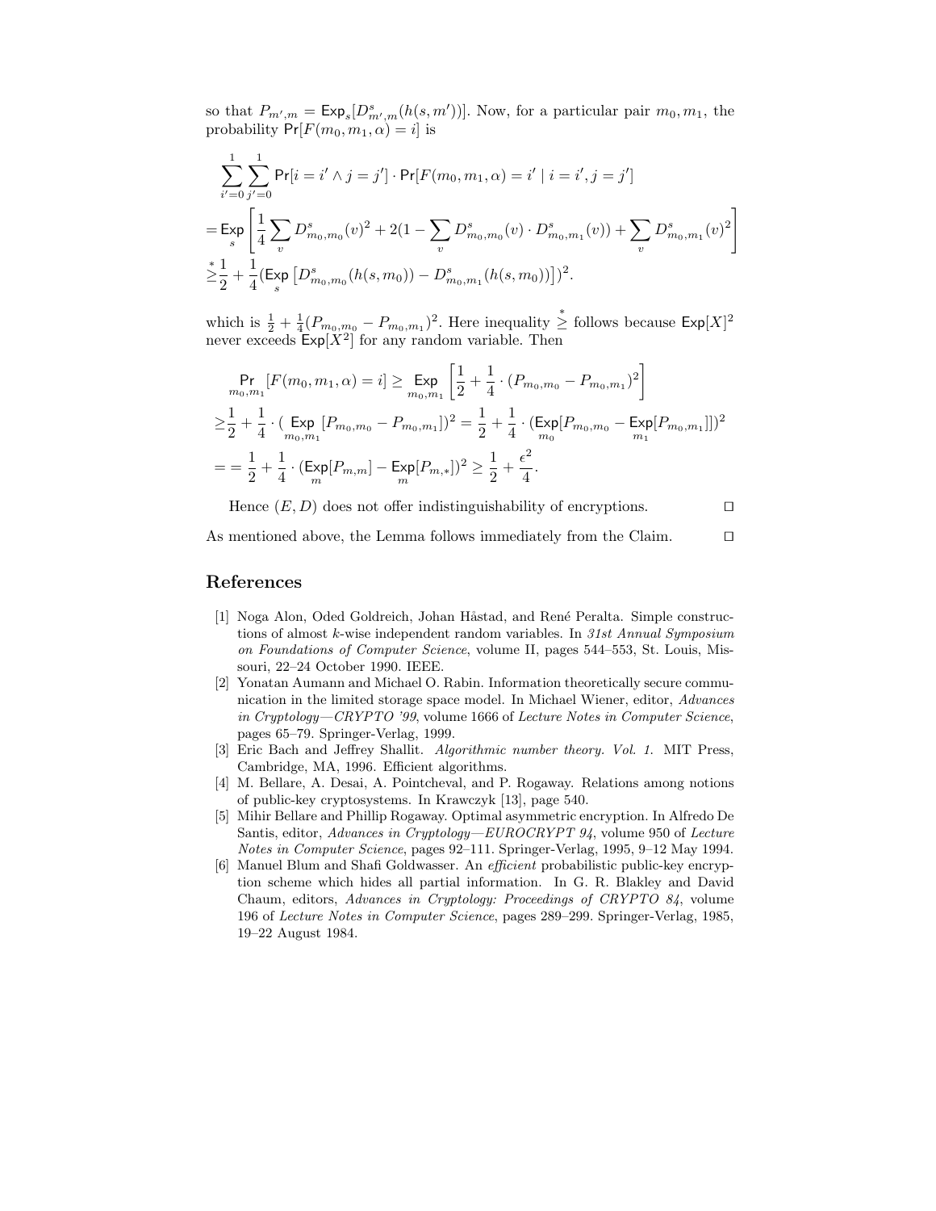so that $P_{m',m} = \mathsf{Exp}_s[D^s_{m',m}(h(s,m'))]$. Now, for a particular pair $m_0, m_1$, the probability $\mathsf{Pr}[F(m_0, m_1, \alpha) = i]$ is

$$
\begin{aligned}
&\sum_{i'=0}^{1}\sum_{j'=0}^{1} \mathsf{Pr}[i = i' \wedge j = j'] \cdot \mathsf{Pr}[F(m_0, m_1, \alpha) = i' \mid i = i', j = j'] \\
&= \mathop{\mathsf{Exp}}_{s}\left[\frac{1}{4}\sum_v D^s_{m_0,m_0}(v)^2 + 2(1 - \sum_v D^s_{m_0,m_0}(v)\cdot D^s_{m_0,m_1}(v)) + \sum_v D^s_{m_0,m_1}(v)^2\right] \\
&\overset{*}{\geq} \frac{1}{2} + \frac{1}{4}(\mathop{\mathsf{Exp}}_{s}\left[D^s_{m_0,m_0}(h(s,m_0)) - D^s_{m_0,m_1}(h(s,m_0))\right])^2.
\end{aligned}
$$

which is $\frac{1}{2} + \frac{1}{4}(P_{m_0,m_0} - P_{m_0,m_1})^2$. Here inequality $\overset{*}{\geq}$ follows because $\mathsf{Exp}[X]^2$ never exceeds $\mathsf{Exp}[X^2]$ for any random variable. Then

$$
\begin{aligned}
&\mathop{\mathsf{Pr}}_{m_0,m_1}[F(m_0, m_1, \alpha) = i] \geq \mathop{\mathsf{Exp}}_{m_0,m_1}\left[\frac{1}{2} + \frac{1}{4}\cdot(P_{m_0,m_0} - P_{m_0,m_1})^2\right] \\
&\geq \frac{1}{2} + \frac{1}{4}\cdot(\mathop{\mathsf{Exp}}_{m_0,m_1}[P_{m_0,m_0} - P_{m_0,m_1}])^2 = \frac{1}{2} + \frac{1}{4}\cdot(\mathop{\mathsf{Exp}}_{m_0}[P_{m_0,m_0} - \mathop{\mathsf{Exp}}_{m_1}[P_{m_0,m_1}]])^2 \\
&= = \frac{1}{2} + \frac{1}{4}\cdot(\mathop{\mathsf{Exp}}_{m}[P_{m,m}] - \mathop{\mathsf{Exp}}_{m}[P_{m,*}])^2 \geq \frac{1}{2} + \frac{\epsilon^2}{4}.
\end{aligned}
$$

Hence $(E, D)$ does not offer indistinguishability of encryptions. □

As mentioned above, the Lemma follows immediately from the Claim. □

## References

1. Noga Alon, Oded Goldreich, Johan Håstad, and René Peralta. Simple constructions of almost $k$-wise independent random variables. In *31st Annual Symposium on Foundations of Computer Science*, volume II, pages 544–553, St. Louis, Missouri, 22–24 October 1990. IEEE.
2. Yonatan Aumann and Michael O. Rabin. Information theoretically secure communication in the limited storage space model. In Michael Wiener, editor, *Advances in Cryptology—CRYPTO '99*, volume 1666 of *Lecture Notes in Computer Science*, pages 65–79. Springer-Verlag, 1999.
3. Eric Bach and Jeffrey Shallit. *Algorithmic number theory. Vol. 1.* MIT Press, Cambridge, MA, 1996. Efficient algorithms.
4. M. Bellare, A. Desai, A. Pointcheval, and P. Rogaway. Relations among notions of public-key cryptosystems. In Krawczyk [13], page 540.
5. Mihir Bellare and Phillip Rogaway. Optimal asymmetric encryption. In Alfredo De Santis, editor, *Advances in Cryptology—EUROCRYPT 94*, volume 950 of *Lecture Notes in Computer Science*, pages 92–111. Springer-Verlag, 1995, 9–12 May 1994.
6. Manuel Blum and Shafi Goldwasser. An *efficient* probabilistic public-key encryption scheme which hides all partial information. In G. R. Blakley and David Chaum, editors, *Advances in Cryptology: Proceedings of CRYPTO 84*, volume 196 of *Lecture Notes in Computer Science*, pages 289–299. Springer-Verlag, 1985, 19–22 August 1984.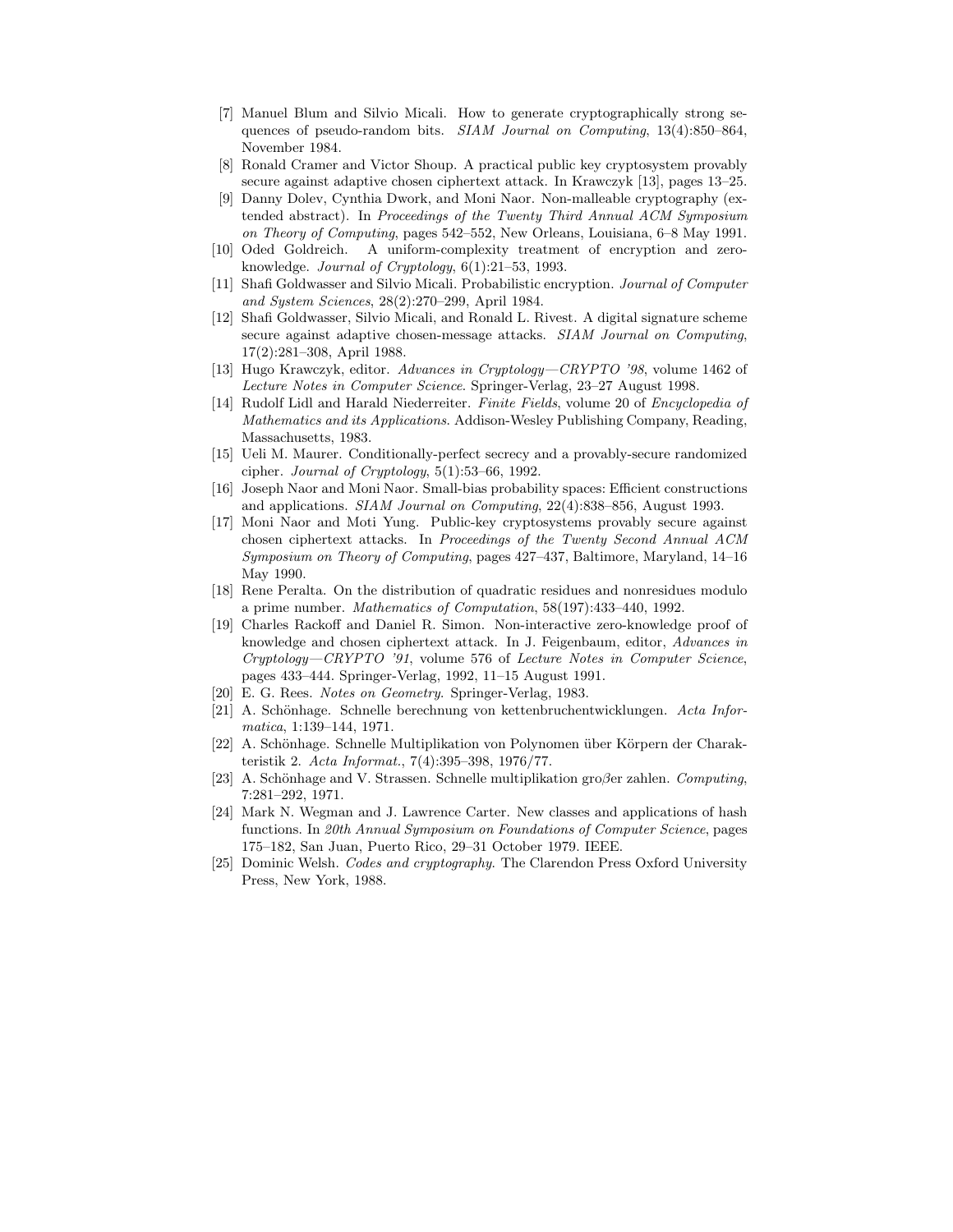[7] Manuel Blum and Silvio Micali. How to generate cryptographically strong sequences of pseudo-random bits. *SIAM Journal on Computing*, 13(4):850–864, November 1984.

[8] Ronald Cramer and Victor Shoup. A practical public key cryptosystem provably secure against adaptive chosen ciphertext attack. In Krawczyk [13], pages 13–25.

[9] Danny Dolev, Cynthia Dwork, and Moni Naor. Non-malleable cryptography (extended abstract). In *Proceedings of the Twenty Third Annual ACM Symposium on Theory of Computing*, pages 542–552, New Orleans, Louisiana, 6–8 May 1991.

[10] Oded Goldreich. A uniform-complexity treatment of encryption and zero-knowledge. *Journal of Cryptology*, 6(1):21–53, 1993.

[11] Shafi Goldwasser and Silvio Micali. Probabilistic encryption. *Journal of Computer and System Sciences*, 28(2):270–299, April 1984.

[12] Shafi Goldwasser, Silvio Micali, and Ronald L. Rivest. A digital signature scheme secure against adaptive chosen-message attacks. *SIAM Journal on Computing*, 17(2):281–308, April 1988.

[13] Hugo Krawczyk, editor. *Advances in Cryptology—CRYPTO '98*, volume 1462 of *Lecture Notes in Computer Science*. Springer-Verlag, 23–27 August 1998.

[14] Rudolf Lidl and Harald Niederreiter. *Finite Fields*, volume 20 of *Encyclopedia of Mathematics and its Applications*. Addison-Wesley Publishing Company, Reading, Massachusetts, 1983.

[15] Ueli M. Maurer. Conditionally-perfect secrecy and a provably-secure randomized cipher. *Journal of Cryptology*, 5(1):53–66, 1992.

[16] Joseph Naor and Moni Naor. Small-bias probability spaces: Efficient constructions and applications. *SIAM Journal on Computing*, 22(4):838–856, August 1993.

[17] Moni Naor and Moti Yung. Public-key cryptosystems provably secure against chosen ciphertext attacks. In *Proceedings of the Twenty Second Annual ACM Symposium on Theory of Computing*, pages 427–437, Baltimore, Maryland, 14–16 May 1990.

[18] Rene Peralta. On the distribution of quadratic residues and nonresidues modulo a prime number. *Mathematics of Computation*, 58(197):433–440, 1992.

[19] Charles Rackoff and Daniel R. Simon. Non-interactive zero-knowledge proof of knowledge and chosen ciphertext attack. In J. Feigenbaum, editor, *Advances in Cryptology—CRYPTO '91*, volume 576 of *Lecture Notes in Computer Science*, pages 433–444. Springer-Verlag, 1992, 11–15 August 1991.

[20] E. G. Rees. *Notes on Geometry*. Springer-Verlag, 1983.

[21] A. Schönhage. Schnelle berechnung von kettenbruchentwicklungen. *Acta Informatica*, 1:139–144, 1971.

[22] A. Schönhage. Schnelle Multiplikation von Polynomen über Körpern der Charakteristik 2. *Acta Informat.*, 7(4):395–398, 1976/77.

[23] A. Schönhage and V. Strassen. Schnelle multiplikation gro$\beta$er zahlen. *Computing*, 7:281–292, 1971.

[24] Mark N. Wegman and J. Lawrence Carter. New classes and applications of hash functions. In *20th Annual Symposium on Foundations of Computer Science*, pages 175–182, San Juan, Puerto Rico, 29–31 October 1979. IEEE.

[25] Dominic Welsh. *Codes and cryptography*. The Clarendon Press Oxford University Press, New York, 1988.